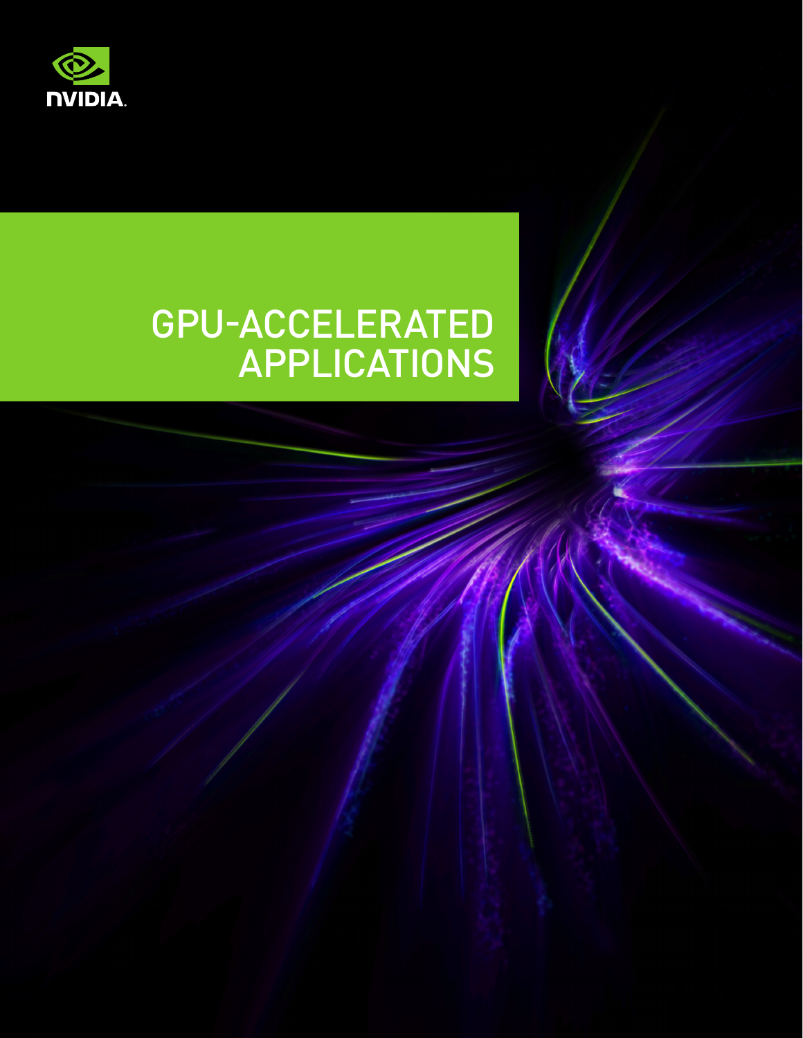NVIDIA

# GPU-ACCELERATED APPLICATIONS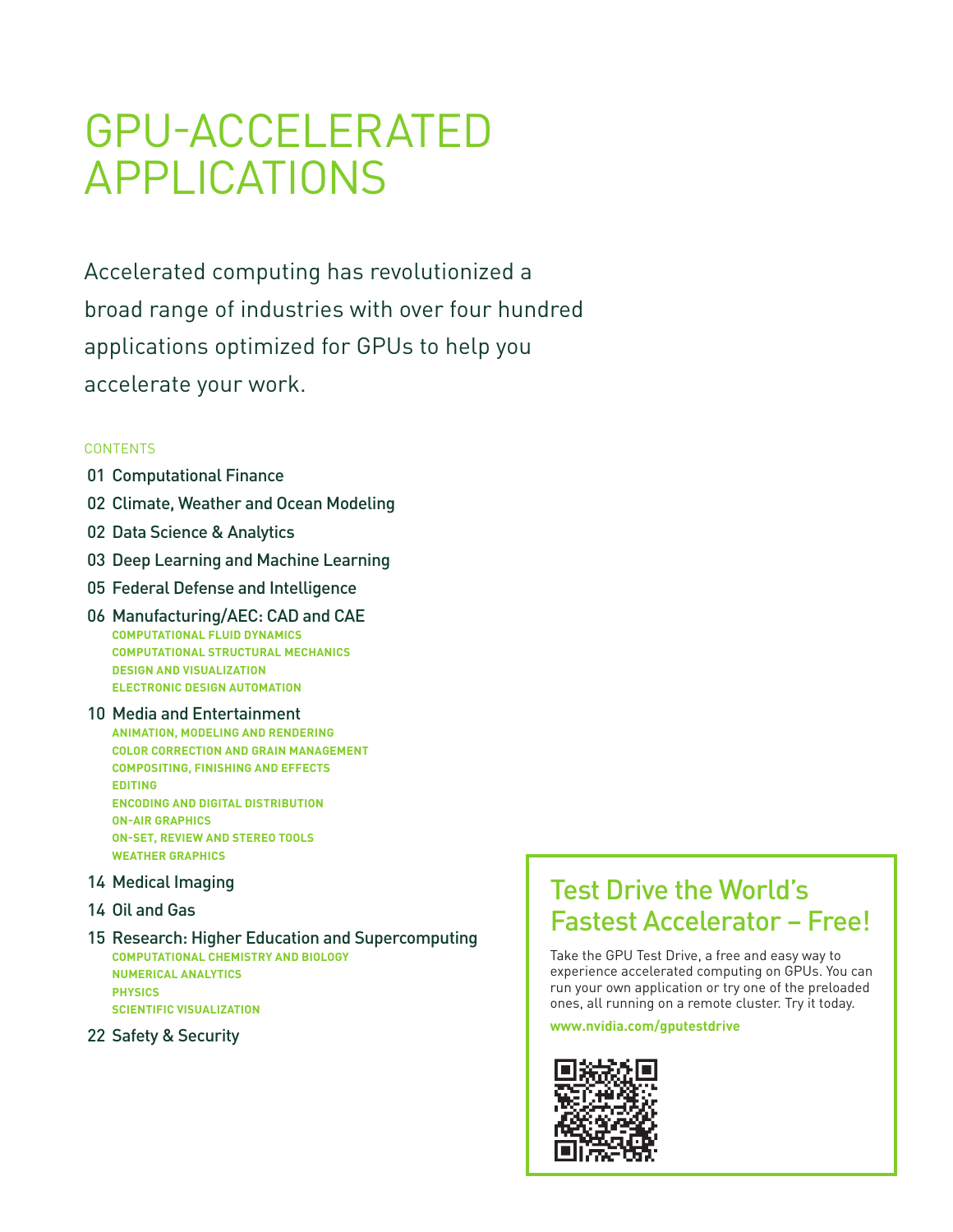# GPU-ACCELERATED APPLICATIONS

Accelerated computing has revolutionized a broad range of industries with over four hundred applications optimized for GPUs to help you accelerate your work.

CONTENTS

01 Computational Finance

02 Climate, Weather and Ocean Modeling

02 Data Science & Analytics

03 Deep Learning and Machine Learning

05 Federal Defense and Intelligence

06 Manufacturing/AEC: CAD and CAE
- COMPUTATIONAL FLUID DYNAMICS
- COMPUTATIONAL STRUCTURAL MECHANICS
- DESIGN AND VISUALIZATION
- ELECTRONIC DESIGN AUTOMATION

10 Media and Entertainment
- ANIMATION, MODELING AND RENDERING
- COLOR CORRECTION AND GRAIN MANAGEMENT
- COMPOSITING, FINISHING AND EFFECTS
- EDITING
- ENCODING AND DIGITAL DISTRIBUTION
- ON-AIR GRAPHICS
- ON-SET, REVIEW AND STEREO TOOLS
- WEATHER GRAPHICS

14 Medical Imaging

14 Oil and Gas

15 Research: Higher Education and Supercomputing
- COMPUTATIONAL CHEMISTRY AND BIOLOGY
- NUMERICAL ANALYTICS
- PHYSICS
- SCIENTIFIC VISUALIZATION

22 Safety & Security

## Test Drive the World's Fastest Accelerator – Free!

Take the GPU Test Drive, a free and easy way to experience accelerated computing on GPUs. You can run your own application or try one of the preloaded ones, all running on a remote cluster. Try it today.

**www.nvidia.com/gputestdrive**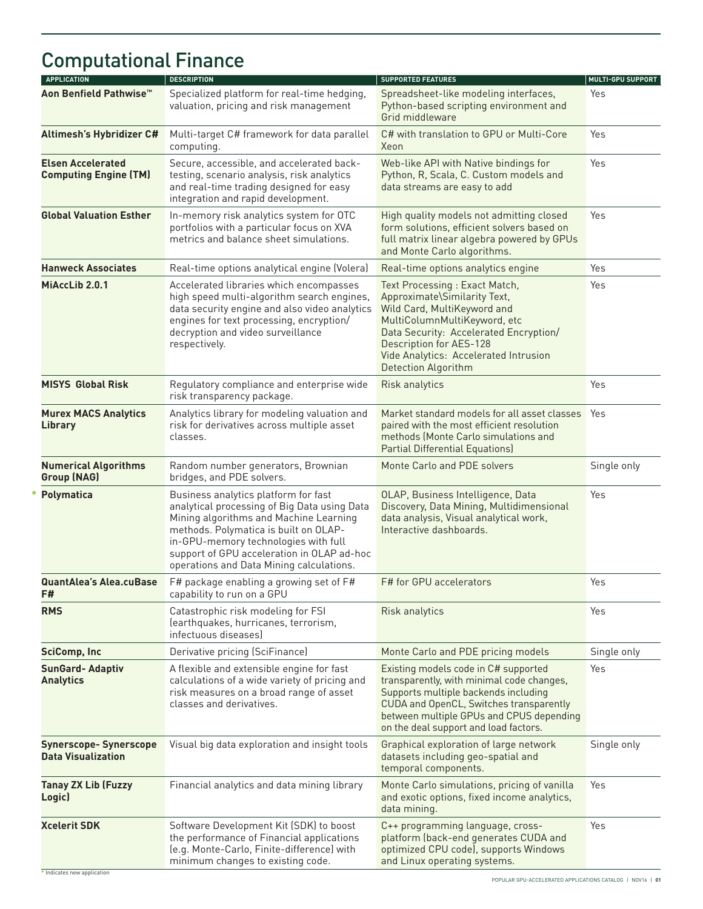# Computational Finance

| APPLICATION | DESCRIPTION | SUPPORTED FEATURES | MULTI-GPU SUPPORT |
|---|---|---|---|
| **Aon Benfield Pathwise™** | Specialized platform for real-time hedging, valuation, pricing and risk management | Spreadsheet-like modeling interfaces, Python-based scripting environment and Grid middleware | Yes |
| **Altimesh's Hybridizer C#** | Multi-target C# framework for data parallel computing. | C# with translation to GPU or Multi-Core Xeon | Yes |
| **Elsen Accelerated Computing Engine (TM)** | Secure, accessible, and accelerated back-testing, scenario analysis, risk analytics and real-time trading designed for easy integration and rapid development. | Web-like API with Native bindings for Python, R, Scala, C. Custom models and data streams are easy to add | Yes |
| **Global Valuation Esther** | In-memory risk analytics system for OTC portfolios with a particular focus on XVA metrics and balance sheet simulations. | High quality models not admitting closed form solutions, efficient solvers based on full matrix linear algebra powered by GPUs and Monte Carlo algorithms. | Yes |
| **Hanweck Associates** | Real-time options analytical engine (Volera) | Real-time options analytics engine | Yes |
| **MiAccLib 2.0.1** | Accelerated libraries which encompasses high speed multi-algorithm search engines, data security engine and also video analytics engines for text processing, encryption/decryption and video surveillance respectively. | Text Processing : Exact Match, Approximate\Similarity Text, Wild Card, MultiKeyword and MultiColumnMultiKeyword, etc<br>Data Security: Accelerated Encryption/Description for AES-128<br>Vide Analytics: Accelerated Intrusion Detection Algorithm | Yes |
| **MISYS Global Risk** | Regulatory compliance and enterprise wide risk transparency package. | Risk analytics | Yes |
| **Murex MACS Analytics Library** | Analytics library for modeling valuation and risk for derivatives across multiple asset classes. | Market standard models for all asset classes paired with the most efficient resolution methods (Monte Carlo simulations and Partial Differential Equations) | Yes |
| **Numerical Algorithms Group (NAG)** | Random number generators, Brownian bridges, and PDE solvers. | Monte Carlo and PDE solvers | Single only |
| * **Polymatica** | Business analytics platform for fast analytical processing of Big Data using Data Mining algorithms and Machine Learning methods. Polymatica is built on OLAP-in-GPU-memory technologies with full support of GPU acceleration in OLAP ad-hoc operations and Data Mining calculations. | OLAP, Business Intelligence, Data Discovery, Data Mining, Multidimensional data analysis, Visual analytical work, Interactive dashboards. | Yes |
| **QuantAlea's Alea.cuBase F#** | F# package enabling a growing set of F# capability to run on a GPU | F# for GPU accelerators | Yes |
| **RMS** | Catastrophic risk modeling for FSI (earthquakes, hurricanes, terrorism, infectuous diseases) | Risk analytics | Yes |
| **SciComp, Inc** | Derivative pricing (SciFinance) | Monte Carlo and PDE pricing models | Single only |
| **SunGard- Adaptiv Analytics** | A flexible and extensible engine for fast calculations of a wide variety of pricing and risk measures on a broad range of asset classes and derivatives. | Existing models code in C# supported transparently, with minimal code changes, Supports multiple backends including CUDA and OpenCL, Switches transparently between multiple GPUs and CPUS depending on the deal support and load factors. | Yes |
| **Synerscope- Synerscope Data Visualization** | Visual big data exploration and insight tools | Graphical exploration of large network datasets including geo-spatial and temporal components. | Single only |
| **Tanay ZX Lib (Fuzzy Logic)** | Financial analytics and data mining library | Monte Carlo simulations, pricing of vanilla and exotic options, fixed income analytics, data mining. | Yes |
| **Xcelerit SDK** | Software Development Kit (SDK) to boost the performance of Financial applications (e.g. Monte-Carlo, Finite-difference) with minimum changes to existing code. | C++ programming language, cross-platform (back-end generates CUDA and optimized CPU code), supports Windows and Linux operating systems. | Yes |

* Indicates new application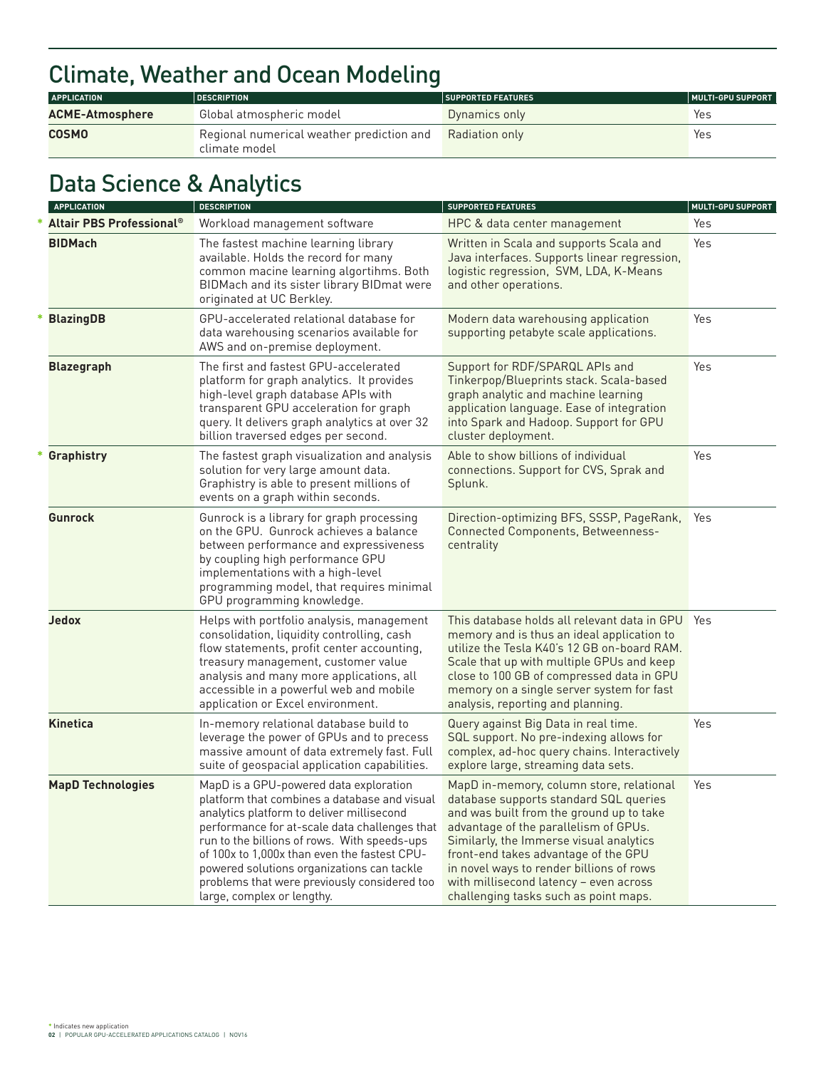# Climate, Weather and Ocean Modeling

| APPLICATION | DESCRIPTION | SUPPORTED FEATURES | MULTI-GPU SUPPORT |
|---|---|---|---|
| **ACME-Atmosphere** | Global atmospheric model | Dynamics only | Yes |
| **COSMO** | Regional numerical weather prediction and climate model | Radiation only | Yes |

# Data Science & Analytics

| APPLICATION | DESCRIPTION | SUPPORTED FEATURES | MULTI-GPU SUPPORT |
|---|---|---|---|
| * **Altair PBS Professional®** | Workload management software | HPC & data center management | Yes |
| **BIDMach** | The fastest machine learning library available. Holds the record for many common macine learning algortihms. Both BIDMach and its sister library BIDmat were originated at UC Berkley. | Written in Scala and supports Scala and Java interfaces. Supports linear regression, logistic regression, SVM, LDA, K-Means and other operations. | Yes |
| * **BlazingDB** | GPU-accelerated relational database for data warehousing scenarios available for AWS and on-premise deployment. | Modern data warehousing application supporting petabyte scale applications. | Yes |
| **Blazegraph** | The first and fastest GPU-accelerated platform for graph analytics. It provides high-level graph database APIs with transparent GPU acceleration for graph query. It delivers graph analytics at over 32 billion traversed edges per second. | Support for RDF/SPARQL APIs and Tinkerpop/Blueprints stack. Scala-based graph analytic and machine learning application language. Ease of integration into Spark and Hadoop. Support for GPU cluster deployment. | Yes |
| * **Graphistry** | The fastest graph visualization and analysis solution for very large amount data. Graphistry is able to present millions of events on a graph within seconds. | Able to show billions of individual connections. Support for CVS, Sprak and Splunk. | Yes |
| **Gunrock** | Gunrock is a library for graph processing on the GPU. Gunrock achieves a balance between performance and expressiveness by coupling high performance GPU implementations with a high-level programming model, that requires minimal GPU programming knowledge. | Direction-optimizing BFS, SSSP, PageRank, Connected Components, Betweenness-centrality | Yes |
| **Jedox** | Helps with portfolio analysis, management consolidation, liquidity controlling, cash flow statements, profit center accounting, treasury management, customer value analysis and many more applications, all accessible in a powerful web and mobile application or Excel environment. | This database holds all relevant data in GPU memory and is thus an ideal application to utilize the Tesla K40's 12 GB on-board RAM. Scale that up with multiple GPUs and keep close to 100 GB of compressed data in GPU memory on a single server system for fast analysis, reporting and planning. | Yes |
| **Kinetica** | In-memory relational database build to leverage the power of GPUs and to precess massive amount of data extremely fast. Full suite of geospacial application capabilities. | Query against Big Data in real time. SQL support. No pre-indexing allows for complex, ad-hoc query chains. Interactively explore large, streaming data sets. | Yes |
| **MapD Technologies** | MapD is a GPU-powered data exploration platform that combines a database and visual analytics platform to deliver millisecond performance for at-scale data challenges that run to the billions of rows. With speeds-ups of 100x to 1,000x than even the fastest CPU-powered solutions organizations can tackle problems that were previously considered too large, complex or lengthy. | MapD in-memory, column store, relational database supports standard SQL queries and was built from the ground up to take advantage of the parallelism of GPUs. Similarly, the Immerse visual analytics front-end takes advantage of the GPU in novel ways to render billions of rows with millisecond latency – even across challenging tasks such as point maps. | Yes |

* Indicates new application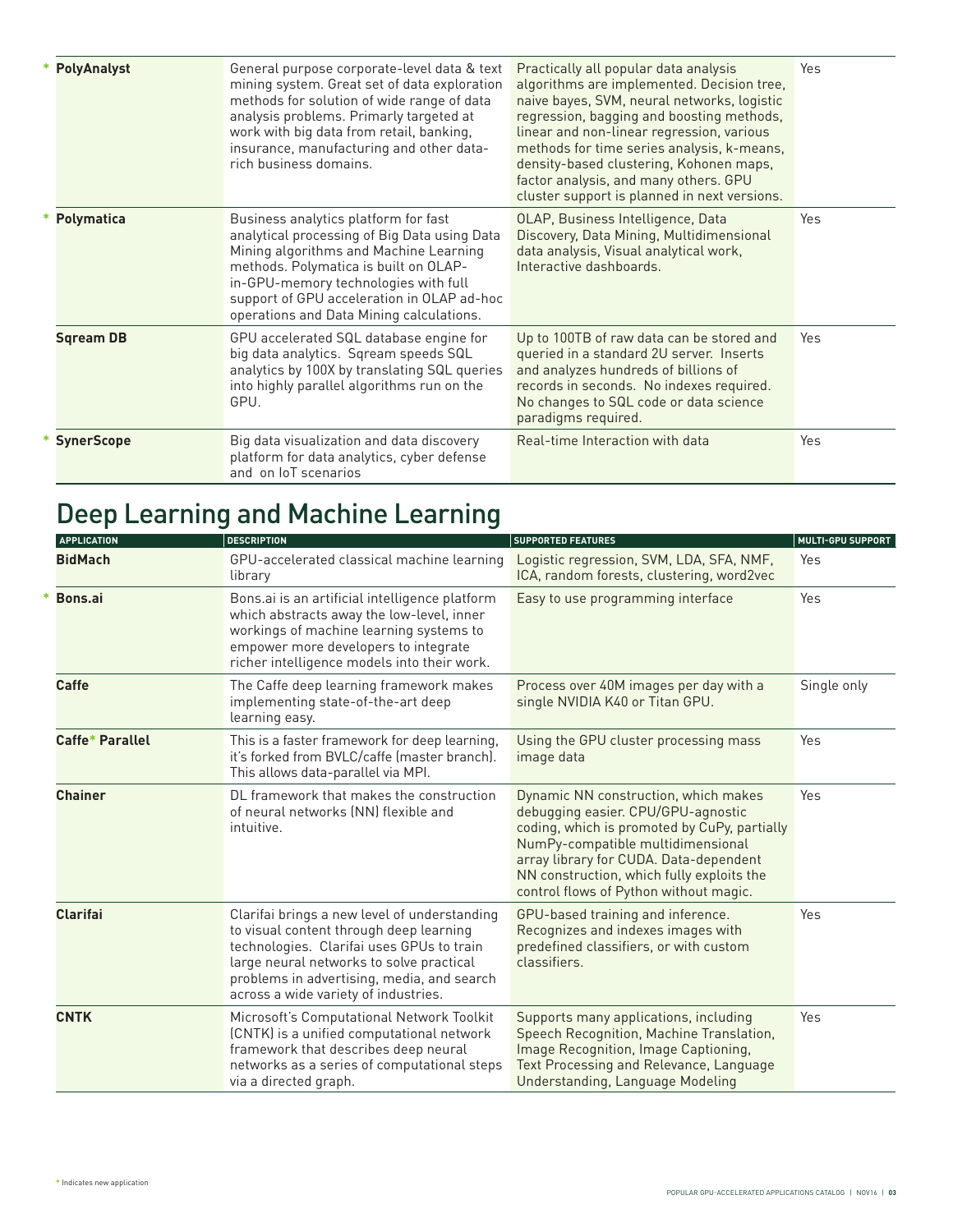| APPLICATION | DESCRIPTION | SUPPORTED FEATURES | MULTI-GPU SUPPORT |
|---|---|---|---|
| * **PolyAnalyst** | General purpose corporate-level data & text mining system. Great set of data exploration methods for solution of wide range of data analysis problems. Primarly targeted at work with big data from retail, banking, insurance, manufacturing and other data-rich business domains. | Practically all popular data analysis algorithms are implemented. Decision tree, naive bayes, SVM, neural networks, logistic regression, bagging and boosting methods, linear and non-linear regression, various methods for time series analysis, k-means, density-based clustering, Kohonen maps, factor analysis, and many others. GPU cluster support is planned in next versions. | Yes |
| * **Polymatica** | Business analytics platform for fast analytical processing of Big Data using Data Mining algorithms and Machine Learning methods. Polymatica is built on OLAP-in-GPU-memory technologies with full support of GPU acceleration in OLAP ad-hoc operations and Data Mining calculations. | OLAP, Business Intelligence, Data Discovery, Data Mining, Multidimensional data analysis, Visual analytical work, Interactive dashboards. | Yes |
| **Sqream DB** | GPU accelerated SQL database engine for big data analytics. Sqream speeds SQL analytics by 100X by translating SQL queries into highly parallel algorithms run on the GPU. | Up to 100TB of raw data can be stored and queried in a standard 2U server. Inserts and analyzes hundreds of billions of records in seconds. No indexes required. No changes to SQL code or data science paradigms required. | Yes |
| * **SynerScope** | Big data visualization and data discovery platform for data analytics, cyber defense and on IoT scenarios | Real-time Interaction with data | Yes |

# Deep Learning and Machine Learning

| APPLICATION | DESCRIPTION | SUPPORTED FEATURES | MULTI-GPU SUPPORT |
|---|---|---|---|
| **BidMach** | GPU-accelerated classical machine learning library | Logistic regression, SVM, LDA, SFA, NMF, ICA, random forests, clustering, word2vec | Yes |
| * **Bons.ai** | Bons.ai is an artificial intelligence platform which abstracts away the low-level, inner workings of machine learning systems to empower more developers to integrate richer intelligence models into their work. | Easy to use programming interface | Yes |
| **Caffe** | The Caffe deep learning framework makes implementing state-of-the-art deep learning easy. | Process over 40M images per day with a single NVIDIA K40 or Titan GPU. | Single only |
| **Caffe* Parallel** | This is a faster framework for deep learning, it's forked from BVLC/caffe (master branch). This allows data-parallel via MPI. | Using the GPU cluster processing mass image data | Yes |
| **Chainer** | DL framework that makes the construction of neural networks (NN) flexible and intuitive. | Dynamic NN construction, which makes debugging easier. CPU/GPU-agnostic coding, which is promoted by CuPy, partially NumPy-compatible multidimensional array library for CUDA. Data-dependent NN construction, which fully exploits the control flows of Python without magic. | Yes |
| **Clarifai** | Clarifai brings a new level of understanding to visual content through deep learning technologies. Clarifai uses GPUs to train large neural networks to solve practical problems in advertising, media, and search across a wide variety of industries. | GPU-based training and inference. Recognizes and indexes images with predefined classifiers, or with custom classifiers. | Yes |
| **CNTK** | Microsoft's Computational Network Toolkit (CNTK) is a unified computational network framework that describes deep neural networks as a series of computational steps via a directed graph. | Supports many applications, including Speech Recognition, Machine Translation, Image Recognition, Image Captioning, Text Processing and Relevance, Language Understanding, Language Modeling | Yes |

* Indicates new application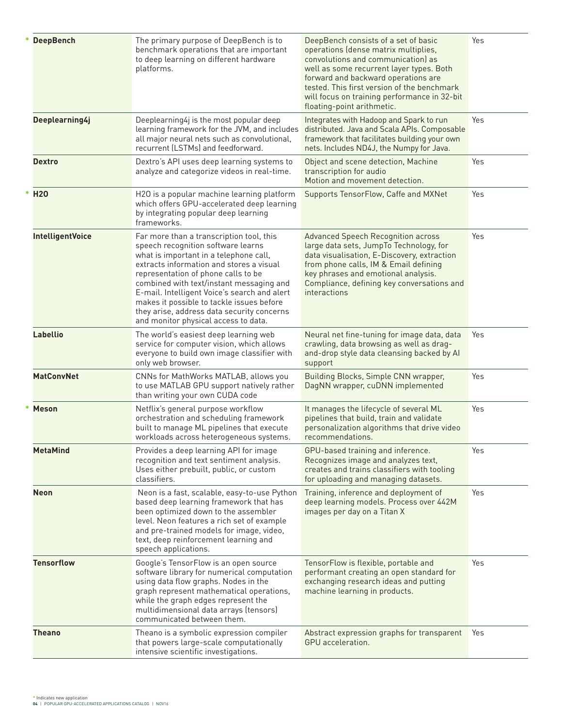| | | | |
|---|---|---|---|
| * **DeepBench** | The primary purpose of DeepBench is to benchmark operations that are important to deep learning on different hardware platforms. | DeepBench consists of a set of basic operations (dense matrix multiplies, convolutions and communication) as well as some recurrent layer types. Both forward and backward operations are tested. This first version of the benchmark will focus on training performance in 32-bit floating-point arithmetic. | Yes |
| **Deeplearning4j** | Deeplearning4j is the most popular deep learning framework for the JVM, and includes all major neural nets such as convolutional, recurrent (LSTMs) and feedforward. | Integrates with Hadoop and Spark to run distributed. Java and Scala APIs. Composable framework that facilitates building your own nets. Includes ND4J, the Numpy for Java. | Yes |
| **Dextro** | Dextro's API uses deep learning systems to analyze and categorize videos in real-time. | Object and scene detection, Machine transcription for audio Motion and movement detection. | Yes |
| * **H2O** | H2O is a popular machine learning platform which offers GPU-accelerated deep learning by integrating popular deep learning frameworks. | Supports TensorFlow, Caffe and MXNet | Yes |
| **IntelligentVoice** | Far more than a transcription tool, this speech recognition software learns what is important in a telephone call, extracts information and stores a visual representation of phone calls to be combined with text/instant messaging and E-mail. Intelligent Voice's search and alert makes it possible to tackle issues before they arise, address data security concerns and monitor physical access to data. | Advanced Speech Recognition across large data sets, JumpTo Technology, for data visualisation, E-Discovery, extraction from phone calls, IM & Email defining key phrases and emotional analysis. Compliance, defining key conversations and interactions | Yes |
| **Labellio** | The world's easiest deep learning web service for computer vision, which allows everyone to build own image classifier with only web browser. | Neural net fine-tuning for image data, data crawling, data browsing as well as drag-and-drop style data cleansing backed by AI support | Yes |
| **MatConvNet** | CNNs for MathWorks MATLAB, allows you to use MATLAB GPU support natively rather than writing your own CUDA code | Building Blocks, Simple CNN wrapper, DagNN wrapper, cuDNN implemented | Yes |
| * **Meson** | Netflix's general purpose workflow orchestration and scheduling framework built to manage ML pipelines that execute workloads across heterogeneous systems. | It manages the lifecycle of several ML pipelines that build, train and validate personalization algorithms that drive video recommendations. | Yes |
| **MetaMind** | Provides a deep learning API for image recognition and text sentiment analysis. Uses either prebuilt, public, or custom classifiers. | GPU-based training and inference. Recognizes image and analyzes text, creates and trains classifiers with tooling for uploading and managing datasets. | Yes |
| **Neon** | Neon is a fast, scalable, easy-to-use Python based deep learning framework that has been optimized down to the assembler level. Neon features a rich set of example and pre-trained models for image, video, text, deep reinforcement learning and speech applications. | Training, inference and deployment of deep learning models. Process over 442M images per day on a Titan X | Yes |
| **Tensorflow** | Google's TensorFlow is an open source software library for numerical computation using data flow graphs. Nodes in the graph represent mathematical operations, while the graph edges represent the multidimensional data arrays (tensors) communicated between them. | TensorFlow is flexible, portable and performant creating an open standard for exchanging research ideas and putting machine learning in products. | Yes |
| **Theano** | Theano is a symbolic expression compiler that powers large-scale computationally intensive scientific investigations. | Abstract expression graphs for transparent GPU acceleration. | Yes |

* Indicates new application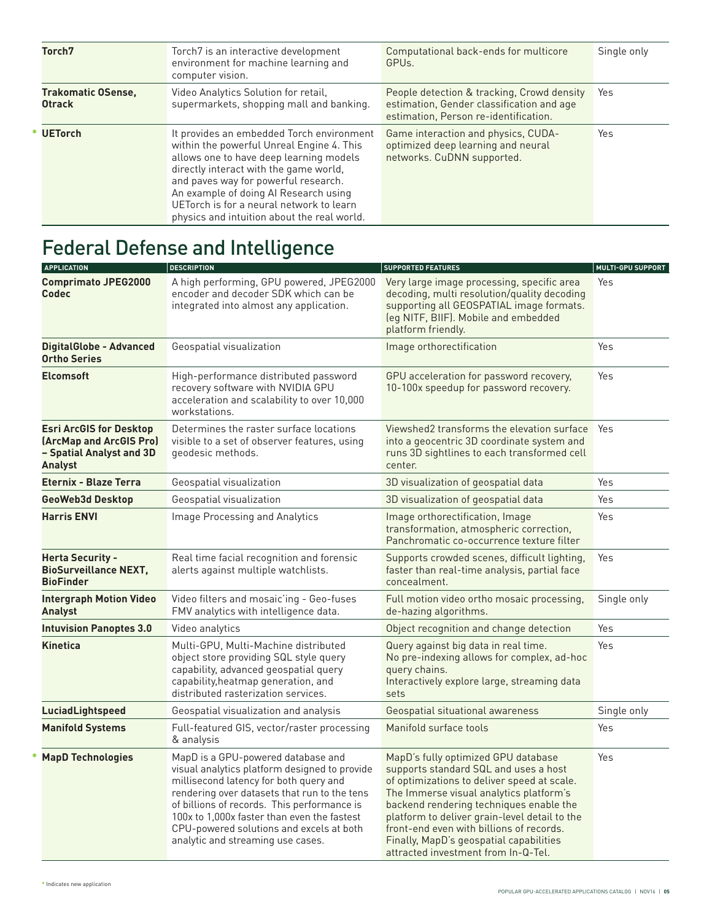| | | | |
|---|---|---|---|
| **Torch7** | Torch7 is an interactive development environment for machine learning and computer vision. | Computational back-ends for multicore GPUs. | Single only |
| **Trakomatic OSense, Otrack** | Video Analytics Solution for retail, supermarkets, shopping mall and banking. | People detection & tracking, Crowd density estimation, Gender classification and age estimation, Person re-identification. | Yes |
| * **UETorch** | It provides an embedded Torch environment within the powerful Unreal Engine 4. This allows one to have deep learning models directly interact with the game world, and paves way for powerful research. An example of doing AI Research using UETorch is for a neural network to learn physics and intuition about the real world. | Game interaction and physics, CUDA-optimized deep learning and neural networks. CuDNN supported. | Yes |

# Federal Defense and Intelligence

| APPLICATION | DESCRIPTION | SUPPORTED FEATURES | MULTI-GPU SUPPORT |
|---|---|---|---|
| **Comprimato JPEG2000 Codec** | A high performing, GPU powered, JPEG2000 encoder and decoder SDK which can be integrated into almost any application. | Very large image processing, specific area decoding, multi resolution/quality decoding supporting all GEOSPATIAL image formats. (eg NITF, BIIF). Mobile and embedded platform friendly. | Yes |
| **DigitalGlobe - Advanced Ortho Series** | Geospatial visualization | Image orthorectification | Yes |
| **Elcomsoft** | High-performance distributed password recovery software with NVIDIA GPU acceleration and scalability to over 10,000 workstations. | GPU acceleration for password recovery, 10-100x speedup for password recovery. | Yes |
| **Esri ArcGIS for Desktop (ArcMap and ArcGIS Pro) – Spatial Analyst and 3D Analyst** | Determines the raster surface locations visible to a set of observer features, using geodesic methods. | Viewshed2 transforms the elevation surface into a geocentric 3D coordinate system and runs 3D sightlines to each transformed cell center. | Yes |
| **Eternix - Blaze Terra** | Geospatial visualization | 3D visualization of geospatial data | Yes |
| **GeoWeb3d Desktop** | Geospatial visualization | 3D visualization of geospatial data | Yes |
| **Harris ENVI** | Image Processing and Analytics | Image orthorectification, Image transformation, atmospheric correction, Panchromatic co-occurrence texture filter | Yes |
| **Herta Security - BioSurveillance NEXT, BioFinder** | Real time facial recognition and forensic alerts against multiple watchlists. | Supports crowded scenes, difficult lighting, faster than real-time analysis, partial face concealment. | Yes |
| **Intergraph Motion Video Analyst** | Video filters and mosaic'ing - Geo-fuses FMV analytics with intelligence data. | Full motion video ortho mosaic processing, de-hazing algorithms. | Single only |
| **Intuvision Panoptes 3.0** | Video analytics | Object recognition and change detection | Yes |
| **Kinetica** | Multi-GPU, Multi-Machine distributed object store providing SQL style query capability, advanced geospatial query capability,heatmap generation, and distributed rasterization services. | Query against big data in real time. No pre-indexing allows for complex, ad-hoc query chains. Interactively explore large, streaming data sets | Yes |
| **LuciadLightspeed** | Geospatial visualization and analysis | Geospatial situational awareness | Single only |
| **Manifold Systems** | Full-featured GIS, vector/raster processing & analysis | Manifold surface tools | Yes |
| * **MapD Technologies** | MapD is a GPU-powered database and visual analytics platform designed to provide millisecond latency for both query and rendering over datasets that run to the tens of billions of records. This performance is 100x to 1,000x faster than even the fastest CPU-powered solutions and excels at both analytic and streaming use cases. | MapD's fully optimized GPU database supports standard SQL and uses a host of optimizations to deliver speed at scale. The Immerse visual analytics platform's backend rendering techniques enable the platform to deliver grain-level detail to the front-end even with billions of records. Finally, MapD's geospatial capabilities attracted investment from In-Q-Tel. | Yes |

* Indicates new application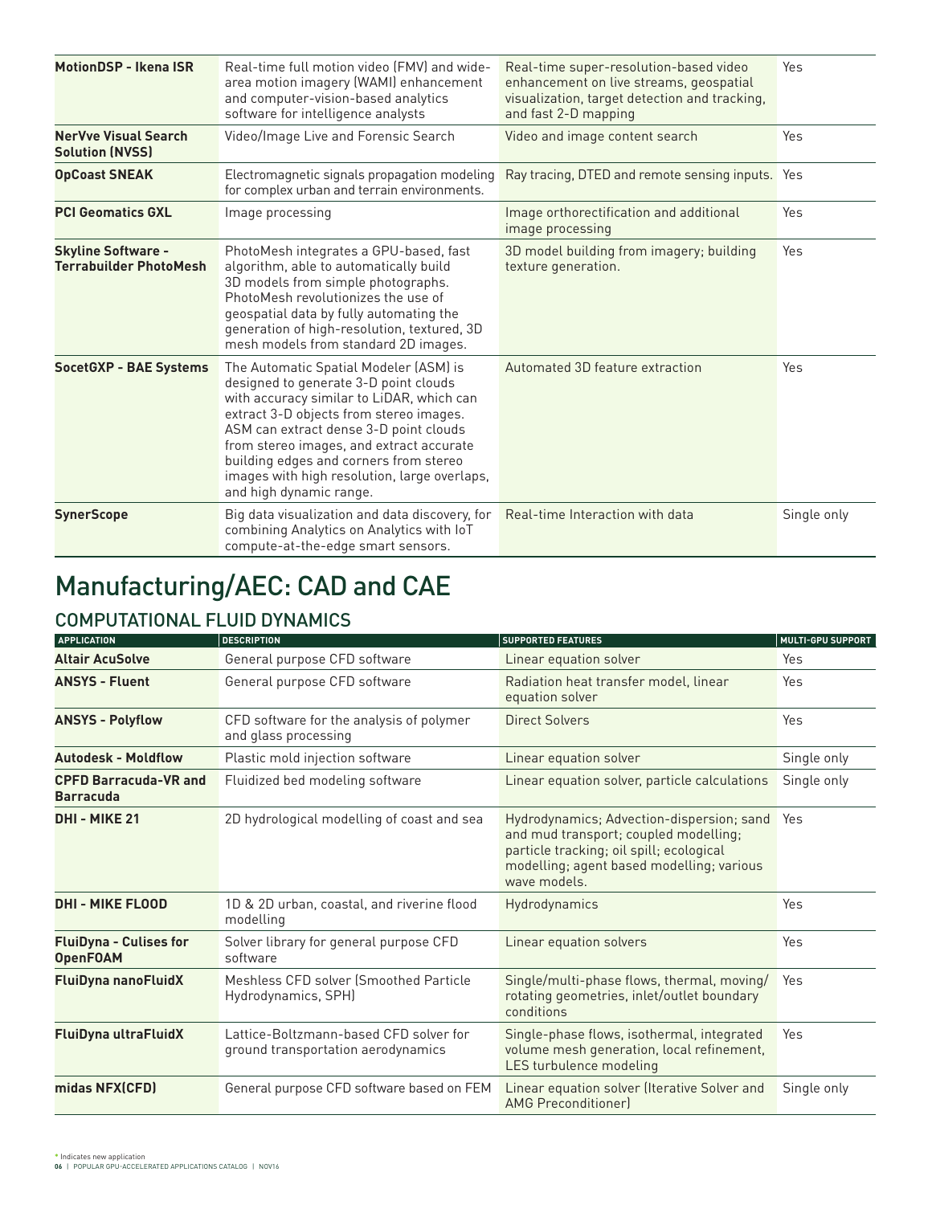| | | | |
|---|---|---|---|
| **MotionDSP - Ikena ISR** | Real-time full motion video (FMV) and wide-area motion imagery (WAMI) enhancement and computer-vision-based analytics software for intelligence analysts | Real-time super-resolution-based video enhancement on live streams, geospatial visualization, target detection and tracking, and fast 2-D mapping | Yes |
| **NerVve Visual Search Solution (NVSS)** | Video/Image Live and Forensic Search | Video and image content search | Yes |
| **OpCoast SNEAK** | Electromagnetic signals propagation modeling for complex urban and terrain environments. | Ray tracing, DTED and remote sensing inputs. | Yes |
| **PCI Geomatics GXL** | Image processing | Image orthorectification and additional image processing | Yes |
| **Skyline Software - Terrabuilder PhotoMesh** | PhotoMesh integrates a GPU-based, fast algorithm, able to automatically build 3D models from simple photographs. PhotoMesh revolutionizes the use of geospatial data by fully automating the generation of high-resolution, textured, 3D mesh models from standard 2D images. | 3D model building from imagery; building texture generation. | Yes |
| **SocetGXP - BAE Systems** | The Automatic Spatial Modeler (ASM) is designed to generate 3-D point clouds with accuracy similar to LiDAR, which can extract 3-D objects from stereo images. ASM can extract dense 3-D point clouds from stereo images, and extract accurate building edges and corners from stereo images with high resolution, large overlaps, and high dynamic range. | Automated 3D feature extraction | Yes |
| **SynerScope** | Big data visualization and data discovery, for combining Analytics on Analytics with IoT compute-at-the-edge smart sensors. | Real-time Interaction with data | Single only |

# Manufacturing/AEC: CAD and CAE

## COMPUTATIONAL FLUID DYNAMICS

| APPLICATION | DESCRIPTION | SUPPORTED FEATURES | MULTI-GPU SUPPORT |
|---|---|---|---|
| **Altair AcuSolve** | General purpose CFD software | Linear equation solver | Yes |
| **ANSYS - Fluent** | General purpose CFD software | Radiation heat transfer model, linear equation solver | Yes |
| **ANSYS - Polyflow** | CFD software for the analysis of polymer and glass processing | Direct Solvers | Yes |
| **Autodesk - Moldflow** | Plastic mold injection software | Linear equation solver | Single only |
| **CPFD Barracuda-VR and Barracuda** | Fluidized bed modeling software | Linear equation solver, particle calculations | Single only |
| **DHI - MIKE 21** | 2D hydrological modelling of coast and sea | Hydrodynamics; Advection-dispersion; sand and mud transport; coupled modelling; particle tracking; oil spill; ecological modelling; agent based modelling; various wave models. | Yes |
| **DHI - MIKE FLOOD** | 1D & 2D urban, coastal, and riverine flood modelling | Hydrodynamics | Yes |
| **FluiDyna - Culises for OpenFOAM** | Solver library for general purpose CFD software | Linear equation solvers | Yes |
| **FluiDyna nanoFluidX** | Meshless CFD solver (Smoothed Particle Hydrodynamics, SPH) | Single/multi-phase flows, thermal, moving/rotating geometries, inlet/outlet boundary conditions | Yes |
| **FluiDyna ultraFluidX** | Lattice-Boltzmann-based CFD solver for ground transportation aerodynamics | Single-phase flows, isothermal, integrated volume mesh generation, local refinement, LES turbulence modeling | Yes |
| **midas NFX(CFD)** | General purpose CFD software based on FEM | Linear equation solver (Iterative Solver and AMG Preconditioner) | Single only |

* Indicates new application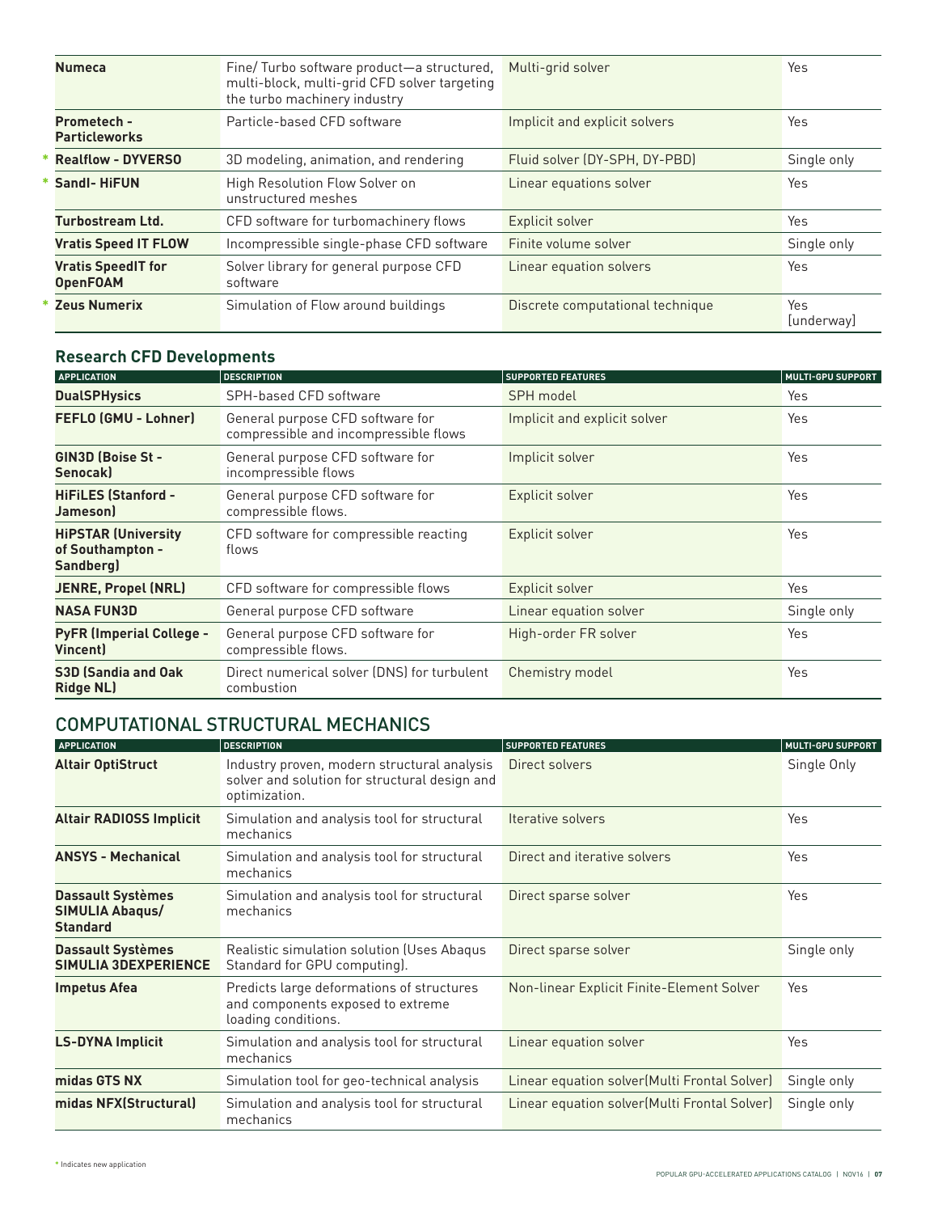| | | | |
|---|---|---|---|
| **Numeca** | Fine/ Turbo software product—a structured, multi-block, multi-grid CFD solver targeting the turbo machinery industry | Multi-grid solver | Yes |
| **Prometech - Particleworks** | Particle-based CFD software | Implicit and explicit solvers | Yes |
| * **Realflow - DYVERSO** | 3D modeling, animation, and rendering | Fluid solver (DY-SPH, DY-PBD) | Single only |
| * **Sandl- HiFUN** | High Resolution Flow Solver on unstructured meshes | Linear equations solver | Yes |
| **Turbostream Ltd.** | CFD software for turbomachinery flows | Explicit solver | Yes |
| **Vratis Speed IT FLOW** | Incompressible single-phase CFD software | Finite volume solver | Single only |
| **Vratis SpeedIT for OpenFOAM** | Solver library for general purpose CFD software | Linear equation solvers | Yes |
| * **Zeus Numerix** | Simulation of Flow around buildings | Discrete computational technique | Yes (underway) |

## Research CFD Developments

| APPLICATION | DESCRIPTION | SUPPORTED FEATURES | MULTI-GPU SUPPORT |
|---|---|---|---|
| **DualSPHysics** | SPH-based CFD software | SPH model | Yes |
| **FEFLO (GMU - Lohner)** | General purpose CFD software for compressible and incompressible flows | Implicit and explicit solver | Yes |
| **GIN3D (Boise St - Senocak)** | General purpose CFD software for incompressible flows | Implicit solver | Yes |
| **HiFiLES (Stanford - Jameson)** | General purpose CFD software for compressible flows. | Explicit solver | Yes |
| **HiPSTAR (University of Southampton - Sandberg)** | CFD software for compressible reacting flows | Explicit solver | Yes |
| **JENRE, Propel (NRL)** | CFD software for compressible flows | Explicit solver | Yes |
| **NASA FUN3D** | General purpose CFD software | Linear equation solver | Single only |
| **PyFR (Imperial College - Vincent)** | General purpose CFD software for compressible flows. | High-order FR solver | Yes |
| **S3D (Sandia and Oak Ridge NL)** | Direct numerical solver (DNS) for turbulent combustion | Chemistry model | Yes |

# COMPUTATIONAL STRUCTURAL MECHANICS

| APPLICATION | DESCRIPTION | SUPPORTED FEATURES | MULTI-GPU SUPPORT |
|---|---|---|---|
| **Altair OptiStruct** | Industry proven, modern structural analysis solver and solution for structural design and optimization. | Direct solvers | Single Only |
| **Altair RADIOSS Implicit** | Simulation and analysis tool for structural mechanics | Iterative solvers | Yes |
| **ANSYS - Mechanical** | Simulation and analysis tool for structural mechanics | Direct and iterative solvers | Yes |
| **Dassault Systèmes SIMULIA Abaqus/ Standard** | Simulation and analysis tool for structural mechanics | Direct sparse solver | Yes |
| **Dassault Systèmes SIMULIA 3DEXPERIENCE** | Realistic simulation solution (Uses Abaqus Standard for GPU computing). | Direct sparse solver | Single only |
| **Impetus Afea** | Predicts large deformations of structures and components exposed to extreme loading conditions. | Non-linear Explicit Finite-Element Solver | Yes |
| **LS-DYNA Implicit** | Simulation and analysis tool for structural mechanics | Linear equation solver | Yes |
| **midas GTS NX** | Simulation tool for geo-technical analysis | Linear equation solver(Multi Frontal Solver) | Single only |
| **midas NFX(Structural)** | Simulation and analysis tool for structural mechanics | Linear equation solver(Multi Frontal Solver) | Single only |

* Indicates new application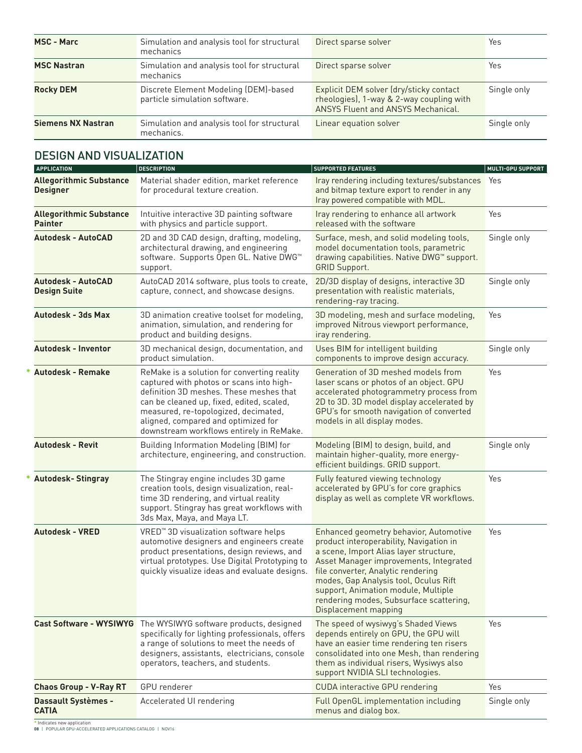| | | | |
|---|---|---|---|
| **MSC - Marc** | Simulation and analysis tool for structural mechanics | Direct sparse solver | Yes |
| **MSC Nastran** | Simulation and analysis tool for structural mechanics | Direct sparse solver | Yes |
| **Rocky DEM** | Discrete Element Modeling (DEM)-based particle simulation software. | Explicit DEM solver (dry/sticky contact rheologies), 1-way & 2-way coupling with ANSYS Fluent and ANSYS Mechanical. | Single only |
| **Siemens NX Nastran** | Simulation and analysis tool for structural mechanics. | Linear equation solver | Single only |

## DESIGN AND VISUALIZATION

| APPLICATION | DESCRIPTION | SUPPORTED FEATURES | MULTI-GPU SUPPORT |
|---|---|---|---|
| **Allegorithmic Substance Designer** | Material shader edition, market reference for procedural texture creation. | Iray rendering including textures/substances and bitmap texture export to render in any Iray powered compatible with MDL. | Yes |
| **Allegorithmic Substance Painter** | Intuitive interactive 3D painting software with physics and particle support. | Iray rendering to enhance all artwork released with the software | Yes |
| **Autodesk - AutoCAD** | 2D and 3D CAD design, drafting, modeling, architectural drawing, and engineering software. Supports Open GL. Native DWG™ support. | Surface, mesh, and solid modeling tools, model documentation tools, parametric drawing capabilities. Native DWG™ support. GRID Support. | Single only |
| **Autodesk - AutoCAD Design Suite** | AutoCAD 2014 software, plus tools to create, capture, connect, and showcase designs. | 2D/3D display of designs, interactive 3D presentation with realistic materials, rendering-ray tracing. | Single only |
| **Autodesk - 3ds Max** | 3D animation creative toolset for modeling, animation, simulation, and rendering for product and building designs. | 3D modeling, mesh and surface modeling, improved Nitrous viewport performance, iray rendering. | Yes |
| **Autodesk - Inventor** | 3D mechanical design, documentation, and product simulation. | Uses BIM for intelligent building components to improve design accuracy. | Single only |
| * **Autodesk - Remake** | ReMake is a solution for converting reality captured with photos or scans into high-definition 3D meshes. These meshes that can be cleaned up, fixed, edited, scaled, measured, re-topologized, decimated, aligned, compared and optimized for downstream workflows entirely in ReMake. | Generation of 3D meshed models from laser scans or photos of an object. GPU accelerated photogrammetry process from 2D to 3D. 3D model display accelerated by GPU's for smooth navigation of converted models in all display modes. | Yes |
| **Autodesk - Revit** | Building Information Modeling (BIM) for architecture, engineering, and construction. | Modeling (BIM) to design, build, and maintain higher-quality, more energy-efficient buildings. GRID support. | Single only |
| * **Autodesk- Stingray** | The Stingray engine includes 3D game creation tools, design visualization, real-time 3D rendering, and virtual reality support. Stingray has great workflows with 3ds Max, Maya, and Maya LT. | Fully featured viewing technology accelerated by GPU's for core graphics display as well as complete VR workflows. | Yes |
| **Autodesk - VRED** | VRED™ 3D visualization software helps automotive designers and engineers create product presentations, design reviews, and virtual prototypes. Use Digital Prototyping to quickly visualize ideas and evaluate designs. | Enhanced geometry behavior, Automotive product interoperability, Navigation in a scene, Import Alias layer structure, Asset Manager improvements, Integrated file converter, Analytic rendering modes, Gap Analysis tool, Oculus Rift support, Animation module, Multiple rendering modes, Subsurface scattering, Displacement mapping | Yes |
| **Cast Software - WYSIWYG** | The WYSIWYG software products, designed specifically for lighting professionals, offers a range of solutions to meet the needs of designers, assistants, electricians, console operators, teachers, and students. | The speed of wysiwyg's Shaded Views depends entirely on GPU, the GPU will have an easier time rendering ten risers consolidated into one Mesh, than rendering them as individual risers, Wysiwys also support NVIDIA SLI technologies. | Yes |
| **Chaos Group - V-Ray RT** | GPU renderer | CUDA interactive GPU rendering | Yes |
| **Dassault Systèmes - CATIA** | Accelerated UI rendering | Full OpenGL implementation including menus and dialog box. | Single only |

\* Indicates new application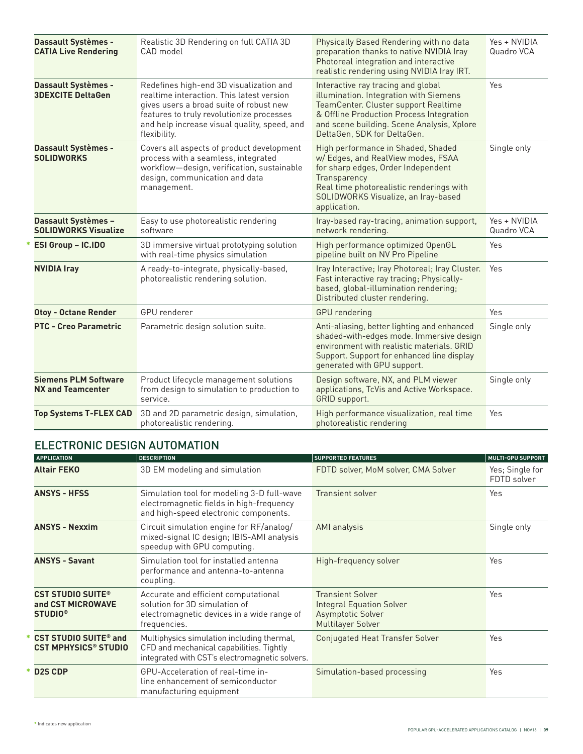| | | | |
|---|---|---|---|
| **Dassault Systèmes - CATIA Live Rendering** | Realistic 3D Rendering on full CATIA 3D CAD model | Physically Based Rendering with no data preparation thanks to native NVIDIA Iray Photoreal integration and interactive realistic rendering using NVIDIA Iray IRT. | Yes + NVIDIA Quadro VCA |
| **Dassault Systèmes - 3DEXCITE DeltaGen** | Redefines high-end 3D visualization and realtime interaction. This latest version gives users a broad suite of robust new features to truly revolutionize processes and help increase visual quality, speed, and flexibility. | Interactive ray tracing and global illumination. Integration with Siemens TeamCenter. Cluster support Realtime & Offline Production Process Integration and scene building. Scene Analysis, Xplore DeltaGen, SDK for DeltaGen. | Yes |
| **Dassault Systèmes - SOLIDWORKS** | Covers all aspects of product development process with a seamless, integrated workflow—design, verification, sustainable design, communication and data management. | High performance in Shaded, Shaded w/ Edges, and RealView modes, FSAA for sharp edges, Order Independent Transparency Real time photorealistic renderings with SOLIDWORKS Visualize, an Iray-based application. | Single only |
| **Dassault Systèmes – SOLIDWORKS Visualize** | Easy to use photorealistic rendering software | Iray-based ray-tracing, animation support, network rendering. | Yes + NVIDIA Quadro VCA |
| * **ESI Group – IC.IDO** | 3D immersive virtual prototyping solution with real-time physics simulation | High performance optimized OpenGL pipeline built on NV Pro Pipeline | Yes |
| **NVIDIA Iray** | A ready-to-integrate, physically-based, photorealistic rendering solution. | Iray Interactive; Iray Photoreal; Iray Cluster. Fast interactive ray tracing; Physically-based, global-illumination rendering; Distributed cluster rendering. | Yes |
| **Otoy - Octane Render** | GPU renderer | GPU rendering | Yes |
| **PTC - Creo Parametric** | Parametric design solution suite. | Anti-aliasing, better lighting and enhanced shaded-with-edges mode. Immersive design environment with realistic materials. GRID Support. Support for enhanced line display generated with GPU support. | Single only |
| **Siemens PLM Software NX and Teamcenter** | Product lifecycle management solutions from design to simulation to production to service. | Design software, NX, and PLM viewer applications, TcVis and Active Workspace. GRID support. | Single only |
| **Top Systems T-FLEX CAD** | 3D and 2D parametric design, simulation, photorealistic rendering. | High performance visualization, real time photorealistic rendering | Yes |

## ELECTRONIC DESIGN AUTOMATION

| APPLICATION | DESCRIPTION | SUPPORTED FEATURES | MULTI-GPU SUPPORT |
|---|---|---|---|
| **Altair FEKO** | 3D EM modeling and simulation | FDTD solver, MoM solver, CMA Solver | Yes; Single for FDTD solver |
| **ANSYS - HFSS** | Simulation tool for modeling 3-D full-wave electromagnetic fields in high-frequency and high-speed electronic components. | Transient solver | Yes |
| **ANSYS - Nexxim** | Circuit simulation engine for RF/analog/mixed-signal IC design; IBIS-AMI analysis speedup with GPU computing. | AMI analysis | Single only |
| **ANSYS - Savant** | Simulation tool for installed antenna performance and antenna-to-antenna coupling. | High-frequency solver | Yes |
| **CST STUDIO SUITE® and CST MICROWAVE STUDIO®** | Accurate and efficient computational solution for 3D simulation of electromagnetic devices in a wide range of frequencies. | Transient Solver<br>Integral Equation Solver<br>Asymptotic Solver<br>Multilayer Solver | Yes |
| * **CST STUDIO SUITE® and CST MPHYSICS® STUDIO** | Multiphysics simulation including thermal, CFD and mechanical capabilities. Tightly integrated with CST's electromagnetic solvers. | Conjugated Heat Transfer Solver | Yes |
| * **D2S CDP** | GPU-Acceleration of real-time in-line enhancement of semiconductor manufacturing equipment | Simulation-based processing | Yes |

* Indicates new application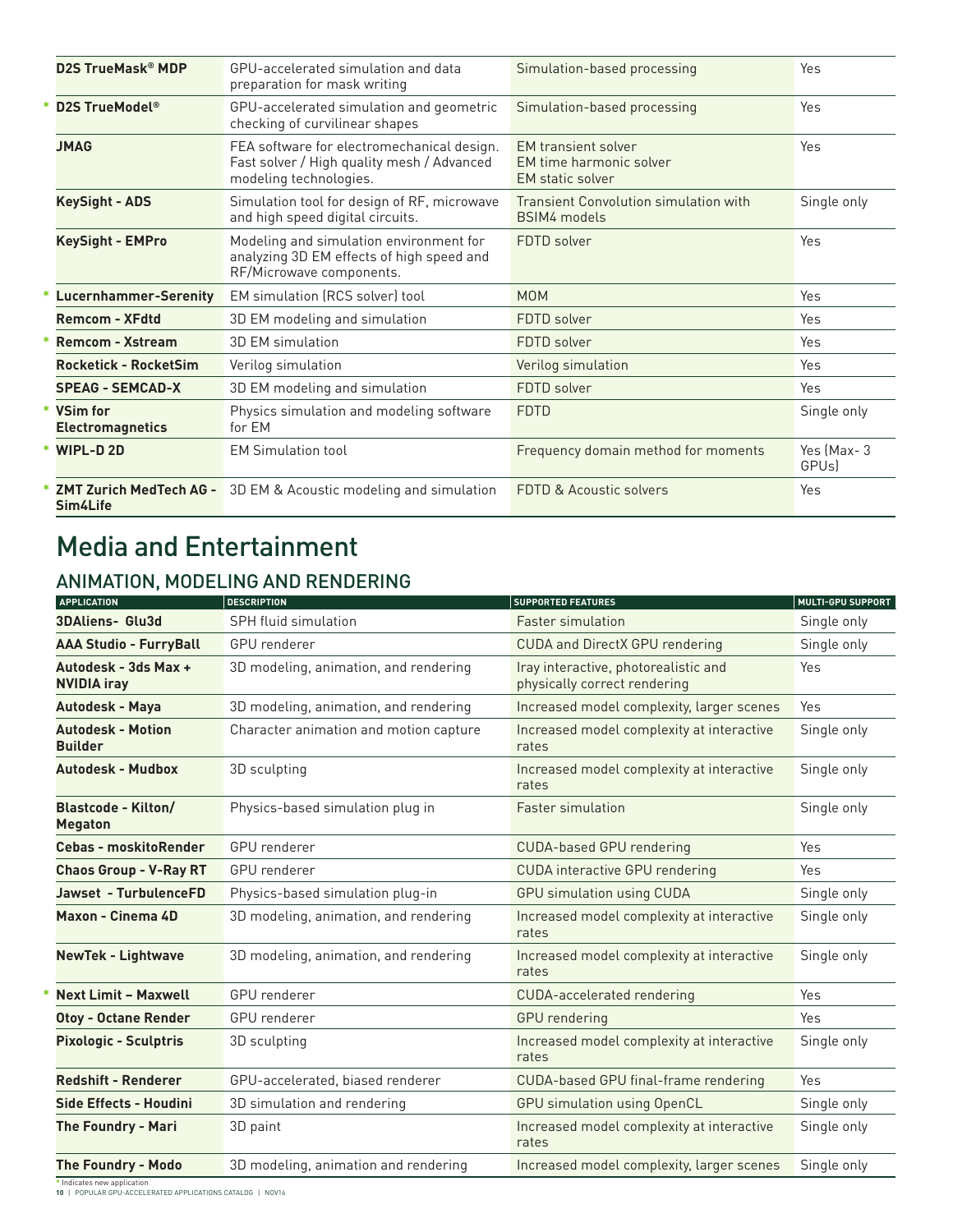| APPLICATION | DESCRIPTION | SUPPORTED FEATURES | MULTI-GPU SUPPORT |
|---|---|---|---|
| **D2S TrueMask® MDP** | GPU-accelerated simulation and data preparation for mask writing | Simulation-based processing | Yes |
| * **D2S TrueModel®** | GPU-accelerated simulation and geometric checking of curvilinear shapes | Simulation-based processing | Yes |
| **JMAG** | FEA software for electromechanical design. Fast solver / High quality mesh / Advanced modeling technologies. | EM transient solver<br>EM time harmonic solver<br>EM static solver | Yes |
| **KeySight - ADS** | Simulation tool for design of RF, microwave and high speed digital circuits. | Transient Convolution simulation with BSIM4 models | Single only |
| **KeySight - EMPro** | Modeling and simulation environment for analyzing 3D EM effects of high speed and RF/Microwave components. | FDTD solver | Yes |
| * **Lucernhammer-Serenity** | EM simulation (RCS solver) tool | MOM | Yes |
| **Remcom - XFdtd** | 3D EM modeling and simulation | FDTD solver | Yes |
| * **Remcom - Xstream** | 3D EM simulation | FDTD solver | Yes |
| **Rocketick - RocketSim** | Verilog simulation | Verilog simulation | Yes |
| **SPEAG - SEMCAD-X** | 3D EM modeling and simulation | FDTD solver | Yes |
| * **VSim for Electromagnetics** | Physics simulation and modeling software for EM | FDTD | Single only |
| * **WIPL-D 2D** | EM Simulation tool | Frequency domain method for moments | Yes (Max- 3 GPUs) |
| * **ZMT Zurich MedTech AG - Sim4Life** | 3D EM & Acoustic modeling and simulation | FDTD & Acoustic solvers | Yes |

# Media and Entertainment

## ANIMATION, MODELING AND RENDERING

| APPLICATION | DESCRIPTION | SUPPORTED FEATURES | MULTI-GPU SUPPORT |
|---|---|---|---|
| **3DAliens- Glu3d** | SPH fluid simulation | Faster simulation | Single only |
| **AAA Studio - FurryBall** | GPU renderer | CUDA and DirectX GPU rendering | Single only |
| **Autodesk - 3ds Max + NVIDIA iray** | 3D modeling, animation, and rendering | Iray interactive, photorealistic and physically correct rendering | Yes |
| **Autodesk - Maya** | 3D modeling, animation, and rendering | Increased model complexity, larger scenes | Yes |
| **Autodesk - Motion Builder** | Character animation and motion capture | Increased model complexity at interactive rates | Single only |
| **Autodesk - Mudbox** | 3D sculpting | Increased model complexity at interactive rates | Single only |
| **Blastcode - Kilton/ Megaton** | Physics-based simulation plug in | Faster simulation | Single only |
| **Cebas - moskitoRender** | GPU renderer | CUDA-based GPU rendering | Yes |
| **Chaos Group - V-Ray RT** | GPU renderer | CUDA interactive GPU rendering | Yes |
| **Jawset - TurbulenceFD** | Physics-based simulation plug-in | GPU simulation using CUDA | Single only |
| **Maxon - Cinema 4D** | 3D modeling, animation, and rendering | Increased model complexity at interactive rates | Single only |
| **NewTek - Lightwave** | 3D modeling, animation, and rendering | Increased model complexity at interactive rates | Single only |
| * **Next Limit – Maxwell** | GPU renderer | CUDA-accelerated rendering | Yes |
| **Otoy - Octane Render** | GPU renderer | GPU rendering | Yes |
| **Pixologic - Sculptris** | 3D sculpting | Increased model complexity at interactive rates | Single only |
| **Redshift - Renderer** | GPU-accelerated, biased renderer | CUDA-based GPU final-frame rendering | Yes |
| **Side Effects - Houdini** | 3D simulation and rendering | GPU simulation using OpenCL | Single only |
| **The Foundry - Mari** | 3D paint | Increased model complexity at interactive rates | Single only |
| **The Foundry - Modo** | 3D modeling, animation and rendering | Increased model complexity, larger scenes | Single only |

* Indicates new application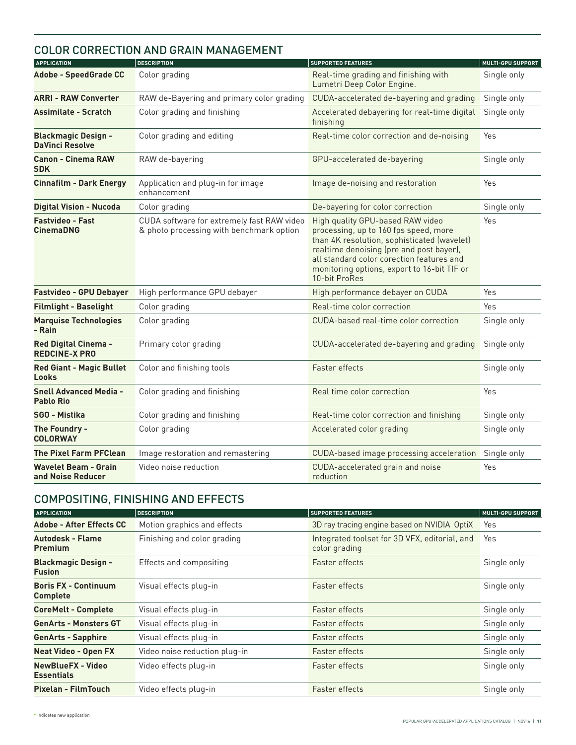## COLOR CORRECTION AND GRAIN MANAGEMENT

| APPLICATION | DESCRIPTION | SUPPORTED FEATURES | MULTI-GPU SUPPORT |
|---|---|---|---|
| **Adobe - SpeedGrade CC** | Color grading | Real-time grading and finishing with Lumetri Deep Color Engine. | Single only |
| **ARRI - RAW Converter** | RAW de-Bayering and primary color grading | CUDA-accelerated de-bayering and grading | Single only |
| **Assimilate - Scratch** | Color grading and finishing | Accelerated debayering for real-time digital finishing | Single only |
| **Blackmagic Design - DaVinci Resolve** | Color grading and editing | Real-time color correction and de-noising | Yes |
| **Canon - Cinema RAW SDK** | RAW de-bayering | GPU-accelerated de-bayering | Single only |
| **Cinnafilm - Dark Energy** | Application and plug-in for image enhancement | Image de-noising and restoration | Yes |
| **Digital Vision - Nucoda** | Color grading | De-bayering for color correction | Single only |
| **Fastvideo - Fast CinemaDNG** | CUDA software for extremely fast RAW video & photo processing with benchmark option | High quality GPU-based RAW video processing, up to 160 fps speed, more than 4K resolution, sophisticated (wavelet) realtime denoising (pre and post bayer), all standard color corection features and monitoring options, export to 16-bit TIF or 10-bit ProRes | Yes |
| **Fastvideo - GPU Debayer** | High performance GPU debayer | High performance debayer on CUDA | Yes |
| **Filmlight - Baselight** | Color grading | Real-time color correction | Yes |
| **Marquise Technologies - Rain** | Color grading | CUDA-based real-time color correction | Single only |
| **Red Digital Cinema - REDCINE-X PRO** | Primary color grading | CUDA-accelerated de-bayering and grading | Single only |
| **Red Giant - Magic Bullet Looks** | Color and finishing tools | Faster effects | Single only |
| **Snell Advanced Media - Pablo Rio** | Color grading and finishing | Real time color correction | Yes |
| **SGO - Mistika** | Color grading and finishing | Real-time color correction and finishing | Single only |
| **The Foundry - COLORWAY** | Color grading | Accelerated color grading | Single only |
| **The Pixel Farm PFClean** | Image restoration and remastering | CUDA-based image processing acceleration | Single only |
| **Wavelet Beam - Grain and Noise Reducer** | Video noise reduction | CUDA-accelerated grain and noise reduction | Yes |

## COMPOSITING, FINISHING AND EFFECTS

| APPLICATION | DESCRIPTION | SUPPORTED FEATURES | MULTI-GPU SUPPORT |
|---|---|---|---|
| **Adobe - After Effects CC** | Motion graphics and effects | 3D ray tracing engine based on NVIDIA OptiX | Yes |
| **Autodesk - Flame Premium** | Finishing and color grading | Integrated toolset for 3D VFX, editorial, and color grading | Yes |
| **Blackmagic Design - Fusion** | Effects and compositing | Faster effects | Single only |
| **Boris FX - Continuum Complete** | Visual effects plug-in | Faster effects | Single only |
| **CoreMelt - Complete** | Visual effects plug-in | Faster effects | Single only |
| **GenArts - Monsters GT** | Visual effects plug-in | Faster effects | Single only |
| **GenArts - Sapphire** | Visual effects plug-in | Faster effects | Single only |
| **Neat Video - Open FX** | Video noise reduction plug-in | Faster effects | Single only |
| **NewBlueFX - Video Essentials** | Video effects plug-in | Faster effects | Single only |
| **Pixelan - FilmTouch** | Video effects plug-in | Faster effects | Single only |

* Indicates new application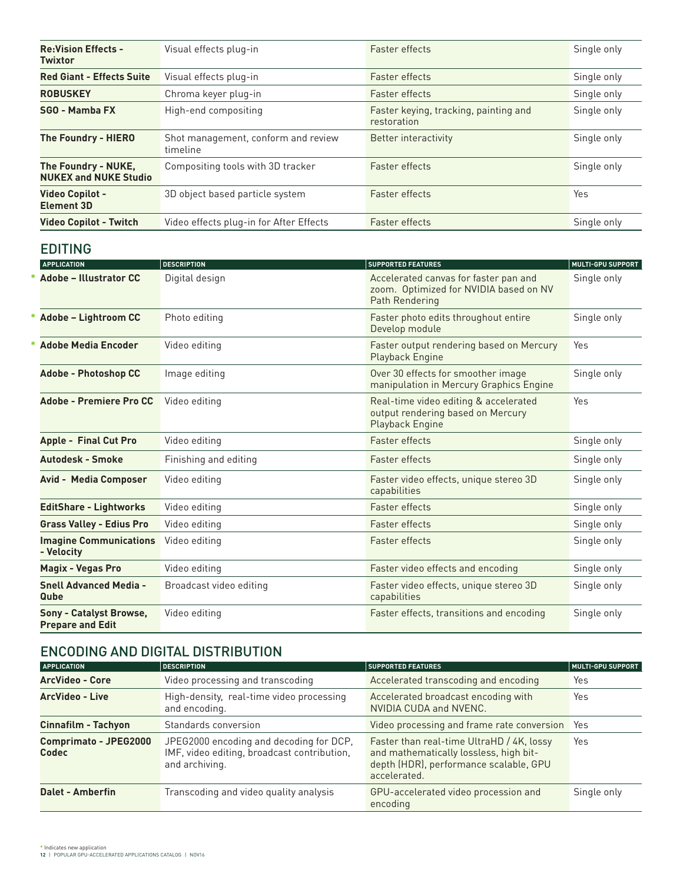| | | | |
|---|---|---|---|
| **Re:Vision Effects - Twixtor** | Visual effects plug-in | Faster effects | Single only |
| **Red Giant - Effects Suite** | Visual effects plug-in | Faster effects | Single only |
| **ROBUSKEY** | Chroma keyer plug-in | Faster effects | Single only |
| **SGO - Mamba FX** | High-end compositing | Faster keying, tracking, painting and restoration | Single only |
| **The Foundry - HIERO** | Shot management, conform and review timeline | Better interactivity | Single only |
| **The Foundry - NUKE, NUKEX and NUKE Studio** | Compositing tools with 3D tracker | Faster effects | Single only |
| **Video Copilot - Element 3D** | 3D object based particle system | Faster effects | Yes |
| **Video Copilot - Twitch** | Video effects plug-in for After Effects | Faster effects | Single only |

## EDITING

| APPLICATION | DESCRIPTION | SUPPORTED FEATURES | MULTI-GPU SUPPORT |
|---|---|---|---|
| * **Adobe – Illustrator CC** | Digital design | Accelerated canvas for faster pan and zoom. Optimized for NVIDIA based on NV Path Rendering | Single only |
| * **Adobe – Lightroom CC** | Photo editing | Faster photo edits throughout entire Develop module | Single only |
| * **Adobe Media Encoder** | Video editing | Faster output rendering based on Mercury Playback Engine | Yes |
| **Adobe - Photoshop CC** | Image editing | Over 30 effects for smoother image manipulation in Mercury Graphics Engine | Single only |
| **Adobe - Premiere Pro CC** | Video editing | Real-time video editing & accelerated output rendering based on Mercury Playback Engine | Yes |
| **Apple - Final Cut Pro** | Video editing | Faster effects | Single only |
| **Autodesk - Smoke** | Finishing and editing | Faster effects | Single only |
| **Avid - Media Composer** | Video editing | Faster video effects, unique stereo 3D capabilities | Single only |
| **EditShare - Lightworks** | Video editing | Faster effects | Single only |
| **Grass Valley - Edius Pro** | Video editing | Faster effects | Single only |
| **Imagine Communications - Velocity** | Video editing | Faster effects | Single only |
| **Magix - Vegas Pro** | Video editing | Faster video effects and encoding | Single only |
| **Snell Advanced Media - Qube** | Broadcast video editing | Faster video effects, unique stereo 3D capabilities | Single only |
| **Sony - Catalyst Browse, Prepare and Edit** | Video editing | Faster effects, transitions and encoding | Single only |

## ENCODING AND DIGITAL DISTRIBUTION

| APPLICATION | DESCRIPTION | SUPPORTED FEATURES | MULTI-GPU SUPPORT |
|---|---|---|---|
| **ArcVideo - Core** | Video processing and transcoding | Accelerated transcoding and encoding | Yes |
| **ArcVideo - Live** | High-density, real-time video processing and encoding. | Accelerated broadcast encoding with NVIDIA CUDA and NVENC. | Yes |
| **Cinnafilm - Tachyon** | Standards conversion | Video processing and frame rate conversion | Yes |
| **Comprimato - JPEG2000 Codec** | JPEG2000 encoding and decoding for DCP, IMF, video editing, broadcast contribution, and archiving. | Faster than real-time UltraHD / 4K, lossy and mathematically lossless, high bit-depth (HDR), performance scalable, GPU accelerated. | Yes |
| **Dalet - Amberfin** | Transcoding and video quality analysis | GPU-accelerated video procession and encoding | Single only |

\* Indicates new application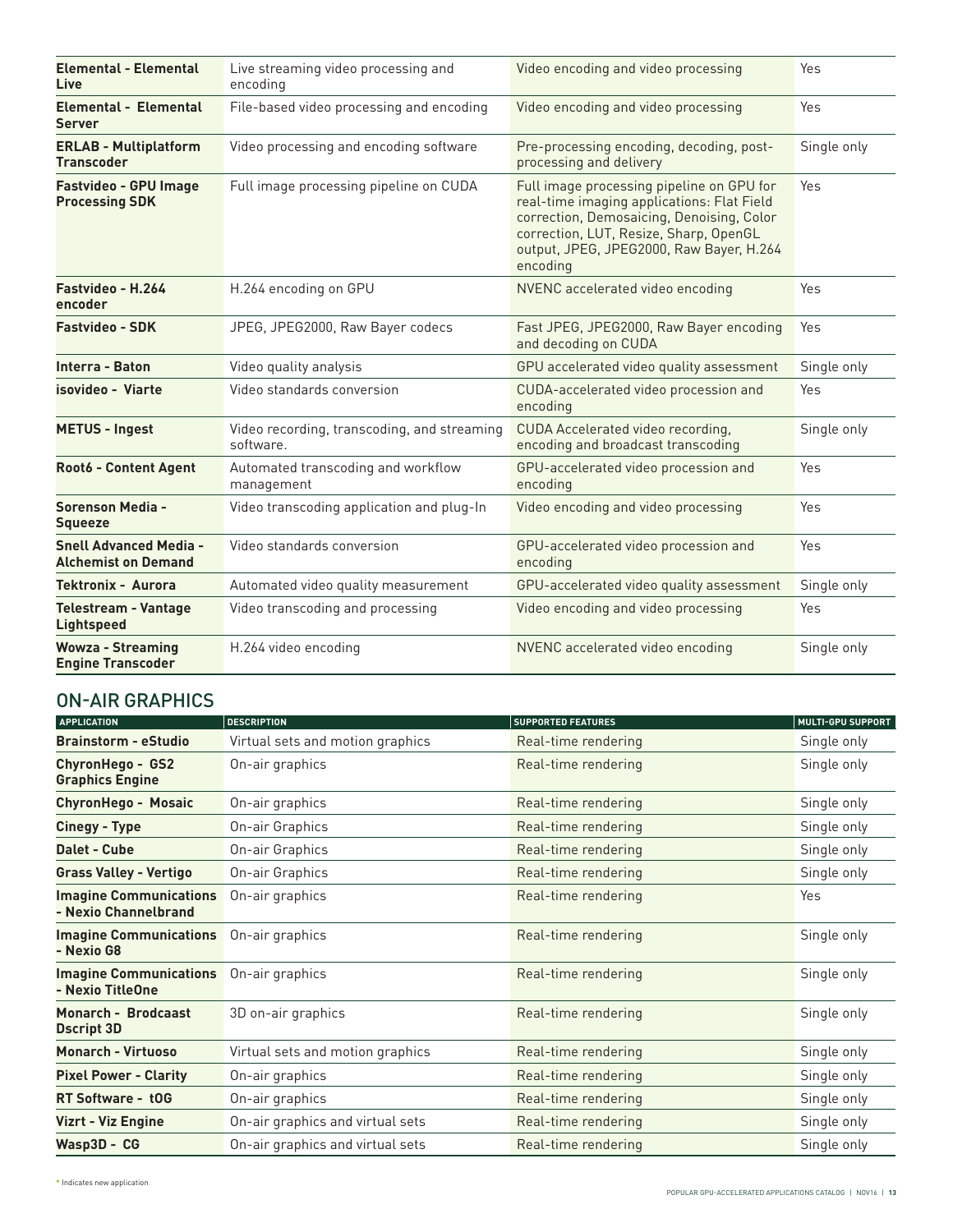| APPLICATION | DESCRIPTION | SUPPORTED FEATURES | MULTI-GPU SUPPORT |
|---|---|---|---|
| **Elemental - Elemental Live** | Live streaming video processing and encoding | Video encoding and video processing | Yes |
| **Elemental - Elemental Server** | File-based video processing and encoding | Video encoding and video processing | Yes |
| **ERLAB - Multiplatform Transcoder** | Video processing and encoding software | Pre-processing encoding, decoding, post-processing and delivery | Single only |
| **Fastvideo - GPU Image Processing SDK** | Full image processing pipeline on CUDA | Full image processing pipeline on GPU for real-time imaging applications: Flat Field correction, Demosaicing, Denoising, Color correction, LUT, Resize, Sharp, OpenGL output, JPEG, JPEG2000, Raw Bayer, H.264 encoding | Yes |
| **Fastvideo - H.264 encoder** | H.264 encoding on GPU | NVENC accelerated video encoding | Yes |
| **Fastvideo - SDK** | JPEG, JPEG2000, Raw Bayer codecs | Fast JPEG, JPEG2000, Raw Bayer encoding and decoding on CUDA | Yes |
| **Interra - Baton** | Video quality analysis | GPU accelerated video quality assessment | Single only |
| **isovideo - Viarte** | Video standards conversion | CUDA-accelerated video procession and encoding | Yes |
| **METUS - Ingest** | Video recording, transcoding, and streaming software. | CUDA Accelerated video recording, encoding and broadcast transcoding | Single only |
| **Root6 - Content Agent** | Automated transcoding and workflow management | GPU-accelerated video procession and encoding | Yes |
| **Sorenson Media - Squeeze** | Video transcoding application and plug-In | Video encoding and video processing | Yes |
| **Snell Advanced Media - Alchemist on Demand** | Video standards conversion | GPU-accelerated video procession and encoding | Yes |
| **Tektronix - Aurora** | Automated video quality measurement | GPU-accelerated video quality assessment | Single only |
| **Telestream - Vantage Lightspeed** | Video transcoding and processing | Video encoding and video processing | Yes |
| **Wowza - Streaming Engine Transcoder** | H.264 video encoding | NVENC accelerated video encoding | Single only |

## ON-AIR GRAPHICS

| APPLICATION | DESCRIPTION | SUPPORTED FEATURES | MULTI-GPU SUPPORT |
|---|---|---|---|
| **Brainstorm - eStudio** | Virtual sets and motion graphics | Real-time rendering | Single only |
| **ChyronHego - GS2 Graphics Engine** | On-air graphics | Real-time rendering | Single only |
| **ChyronHego - Mosaic** | On-air graphics | Real-time rendering | Single only |
| **Cinegy - Type** | On-air Graphics | Real-time rendering | Single only |
| **Dalet - Cube** | On-air Graphics | Real-time rendering | Single only |
| **Grass Valley - Vertigo** | On-air Graphics | Real-time rendering | Single only |
| **Imagine Communications - Nexio Channelbrand** | On-air graphics | Real-time rendering | Yes |
| **Imagine Communications - Nexio G8** | On-air graphics | Real-time rendering | Single only |
| **Imagine Communications - Nexio TitleOne** | On-air graphics | Real-time rendering | Single only |
| **Monarch - Brodcaast Dscript 3D** | 3D on-air graphics | Real-time rendering | Single only |
| **Monarch - Virtuoso** | Virtual sets and motion graphics | Real-time rendering | Single only |
| **Pixel Power - Clarity** | On-air graphics | Real-time rendering | Single only |
| **RT Software - tOG** | On-air graphics | Real-time rendering | Single only |
| **Vizrt - Viz Engine** | On-air graphics and virtual sets | Real-time rendering | Single only |
| **Wasp3D - CG** | On-air graphics and virtual sets | Real-time rendering | Single only |

* Indicates new application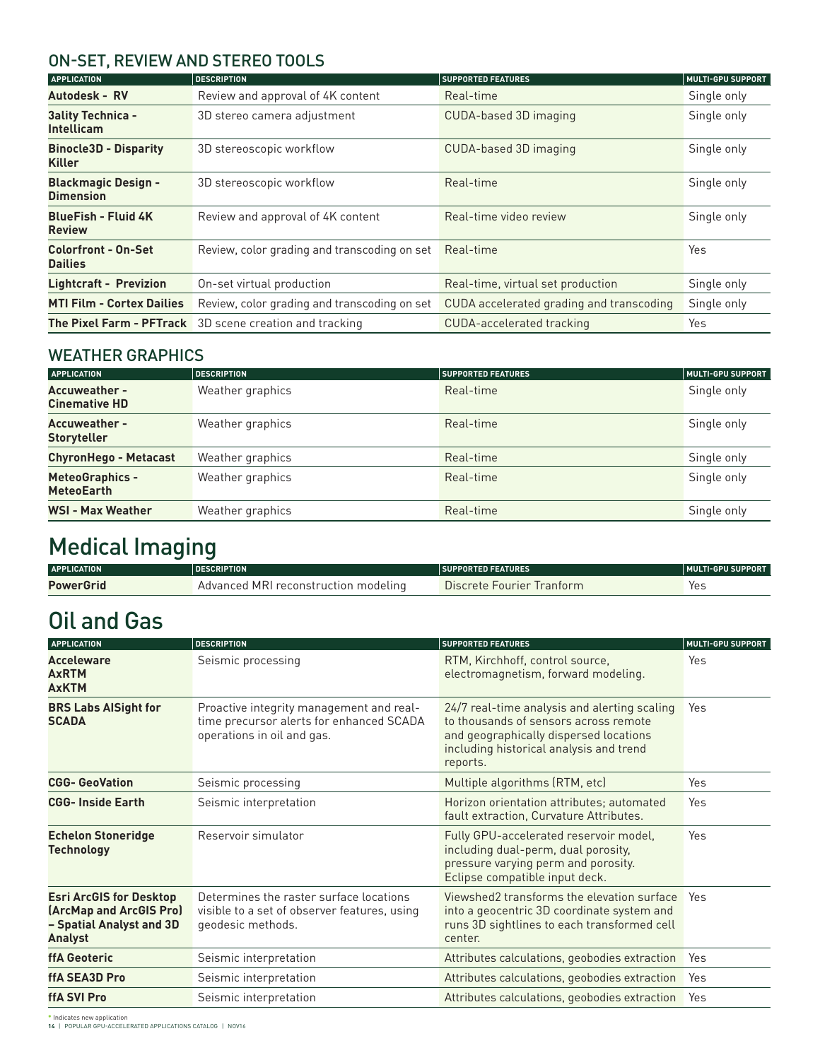## ON-SET, REVIEW AND STEREO TOOLS

| APPLICATION | DESCRIPTION | SUPPORTED FEATURES | MULTI-GPU SUPPORT |
|---|---|---|---|
| **Autodesk - RV** | Review and approval of 4K content | Real-time | Single only |
| **3ality Technica - Intellicam** | 3D stereo camera adjustment | CUDA-based 3D imaging | Single only |
| **Binocle3D - Disparity Killer** | 3D stereoscopic workflow | CUDA-based 3D imaging | Single only |
| **Blackmagic Design - Dimension** | 3D stereoscopic workflow | Real-time | Single only |
| **BlueFish - Fluid 4K Review** | Review and approval of 4K content | Real-time video review | Single only |
| **Colorfront - On-Set Dailies** | Review, color grading and transcoding on set | Real-time | Yes |
| **Lightcraft - Previzion** | On-set virtual production | Real-time, virtual set production | Single only |
| **MTI Film - Cortex Dailies** | Review, color grading and transcoding on set | CUDA accelerated grading and transcoding | Single only |
| **The Pixel Farm - PFTrack** | 3D scene creation and tracking | CUDA-accelerated tracking | Yes |

## WEATHER GRAPHICS

| APPLICATION | DESCRIPTION | SUPPORTED FEATURES | MULTI-GPU SUPPORT |
|---|---|---|---|
| **Accuweather - Cinemative HD** | Weather graphics | Real-time | Single only |
| **Accuweather - Storyteller** | Weather graphics | Real-time | Single only |
| **ChyronHego - Metacast** | Weather graphics | Real-time | Single only |
| **MeteoGraphics - MeteoEarth** | Weather graphics | Real-time | Single only |
| **WSI - Max Weather** | Weather graphics | Real-time | Single only |

# Medical Imaging

| APPLICATION | DESCRIPTION | SUPPORTED FEATURES | MULTI-GPU SUPPORT |
|---|---|---|---|
| **PowerGrid** | Advanced MRI reconstruction modeling | Discrete Fourier Tranform | Yes |

# Oil and Gas

| APPLICATION | DESCRIPTION | SUPPORTED FEATURES | MULTI-GPU SUPPORT |
|---|---|---|---|
| **Acceleware AxRTM AxKTM** | Seismic processing | RTM, Kirchhoff, control source, electromagnetism, forward modeling. | Yes |
| **BRS Labs AISight for SCADA** | Proactive integrity management and real-time precursor alerts for enhanced SCADA operations in oil and gas. | 24/7 real-time analysis and alerting scaling to thousands of sensors across remote and geographically dispersed locations including historical analysis and trend reports. | Yes |
| **CGG- GeoVation** | Seismic processing | Multiple algorithms (RTM, etc) | Yes |
| **CGG- Inside Earth** | Seismic interpretation | Horizon orientation attributes; automated fault extraction, Curvature Attributes. | Yes |
| **Echelon Stoneridge Technology** | Reservoir simulator | Fully GPU-accelerated reservoir model, including dual-perm, dual porosity, pressure varying perm and porosity. Eclipse compatible input deck. | Yes |
| **Esri ArcGIS for Desktop (ArcMap and ArcGIS Pro) – Spatial Analyst and 3D Analyst** | Determines the raster surface locations visible to a set of observer features, using geodesic methods. | Viewshed2 transforms the elevation surface into a geocentric 3D coordinate system and runs 3D sightlines to each transformed cell center. | Yes |
| **ffA Geoteric** | Seismic interpretation | Attributes calculations, geobodies extraction | Yes |
| **ffA SEA3D Pro** | Seismic interpretation | Attributes calculations, geobodies extraction | Yes |
| **ffA SVI Pro** | Seismic interpretation | Attributes calculations, geobodies extraction | Yes |

* Indicates new application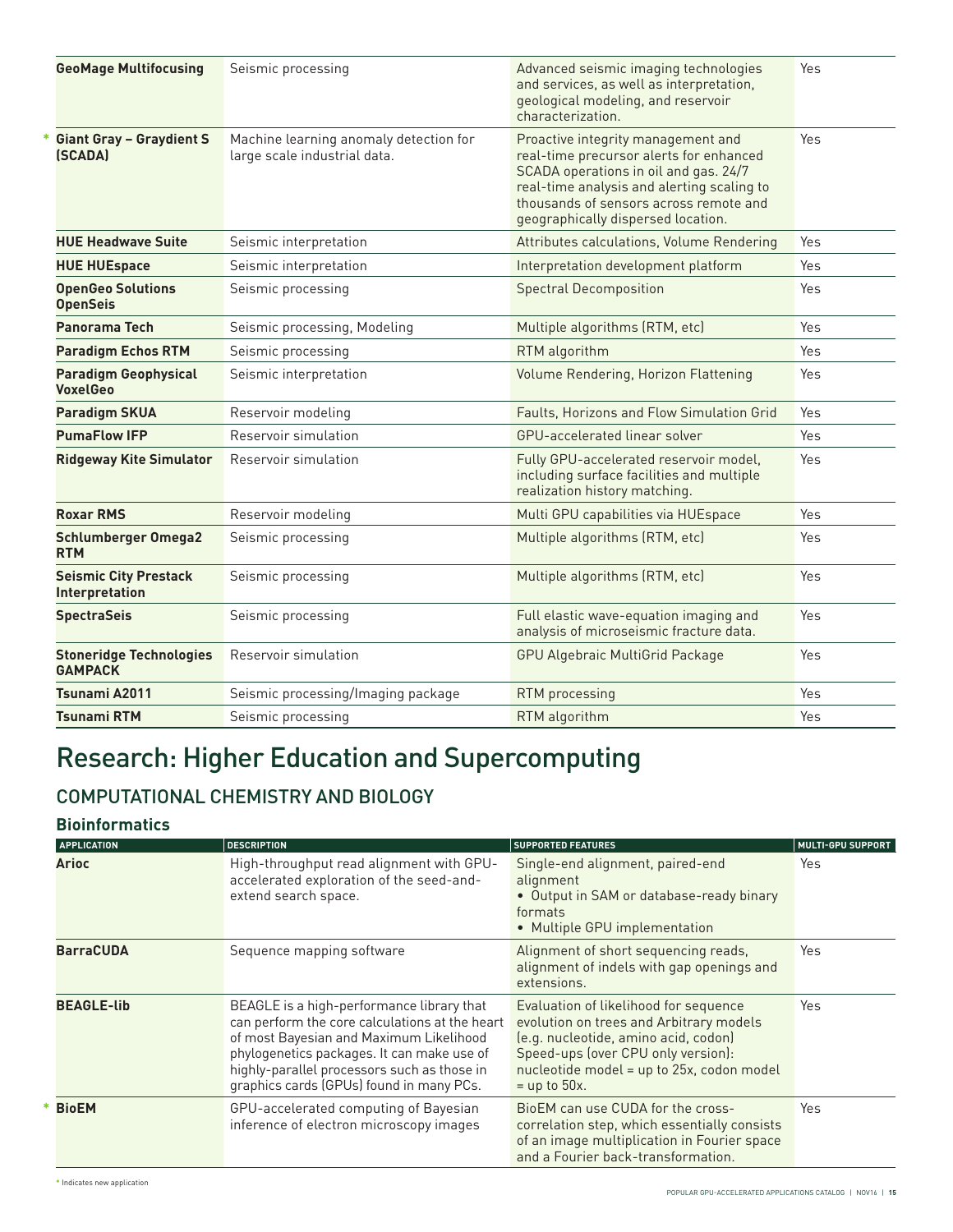| APPLICATION | DESCRIPTION | SUPPORTED FEATURES | MULTI-GPU SUPPORT |
|---|---|---|---|
| **GeoMage Multifocusing** | Seismic processing | Advanced seismic imaging technologies and services, as well as interpretation, geological modeling, and reservoir characterization. | Yes |
| * **Giant Gray – Graydient S (SCADA)** | Machine learning anomaly detection for large scale industrial data. | Proactive integrity management and real-time precursor alerts for enhanced SCADA operations in oil and gas. 24/7 real-time analysis and alerting scaling to thousands of sensors across remote and geographically dispersed location. | Yes |
| **HUE Headwave Suite** | Seismic interpretation | Attributes calculations, Volume Rendering | Yes |
| **HUE HUEspace** | Seismic interpretation | Interpretation development platform | Yes |
| **OpenGeo Solutions OpenSeis** | Seismic processing | Spectral Decomposition | Yes |
| **Panorama Tech** | Seismic processing, Modeling | Multiple algorithms (RTM, etc) | Yes |
| **Paradigm Echos RTM** | Seismic processing | RTM algorithm | Yes |
| **Paradigm Geophysical VoxelGeo** | Seismic interpretation | Volume Rendering, Horizon Flattening | Yes |
| **Paradigm SKUA** | Reservoir modeling | Faults, Horizons and Flow Simulation Grid | Yes |
| **PumaFlow IFP** | Reservoir simulation | GPU-accelerated linear solver | Yes |
| **Ridgeway Kite Simulator** | Reservoir simulation | Fully GPU-accelerated reservoir model, including surface facilities and multiple realization history matching. | Yes |
| **Roxar RMS** | Reservoir modeling | Multi GPU capabilities via HUEspace | Yes |
| **Schlumberger Omega2 RTM** | Seismic processing | Multiple algorithms (RTM, etc) | Yes |
| **Seismic City Prestack Interpretation** | Seismic processing | Multiple algorithms (RTM, etc) | Yes |
| **SpectraSeis** | Seismic processing | Full elastic wave-equation imaging and analysis of microseismic fracture data. | Yes |
| **Stoneridge Technologies GAMPACK** | Reservoir simulation | GPU Algebraic MultiGrid Package | Yes |
| **Tsunami A2011** | Seismic processing/Imaging package | RTM processing | Yes |
| **Tsunami RTM** | Seismic processing | RTM algorithm | Yes |

# Research: Higher Education and Supercomputing

## COMPUTATIONAL CHEMISTRY AND BIOLOGY

### Bioinformatics

| APPLICATION | DESCRIPTION | SUPPORTED FEATURES | MULTI-GPU SUPPORT |
|---|---|---|---|
| **Arioc** | High-throughput read alignment with GPU-accelerated exploration of the seed-and-extend search space. | Single-end alignment, paired-end alignment<br>• Output in SAM or database-ready binary formats<br>• Multiple GPU implementation | Yes |
| **BarraCUDA** | Sequence mapping software | Alignment of short sequencing reads, alignment of indels with gap openings and extensions. | Yes |
| **BEAGLE-lib** | BEAGLE is a high-performance library that can perform the core calculations at the heart of most Bayesian and Maximum Likelihood phylogenetics packages. It can make use of highly-parallel processors such as those in graphics cards (GPUs) found in many PCs. | Evaluation of likelihood for sequence evolution on trees and Arbitrary models (e.g. nucleotide, amino acid, codon) Speed-ups (over CPU only version): nucleotide model = up to 25x, codon model = up to 50x. | Yes |
| * **BioEM** | GPU-accelerated computing of Bayesian inference of electron microscopy images | BioEM can use CUDA for the cross-correlation step, which essentially consists of an image multiplication in Fourier space and a Fourier back-transformation. | Yes |

* Indicates new application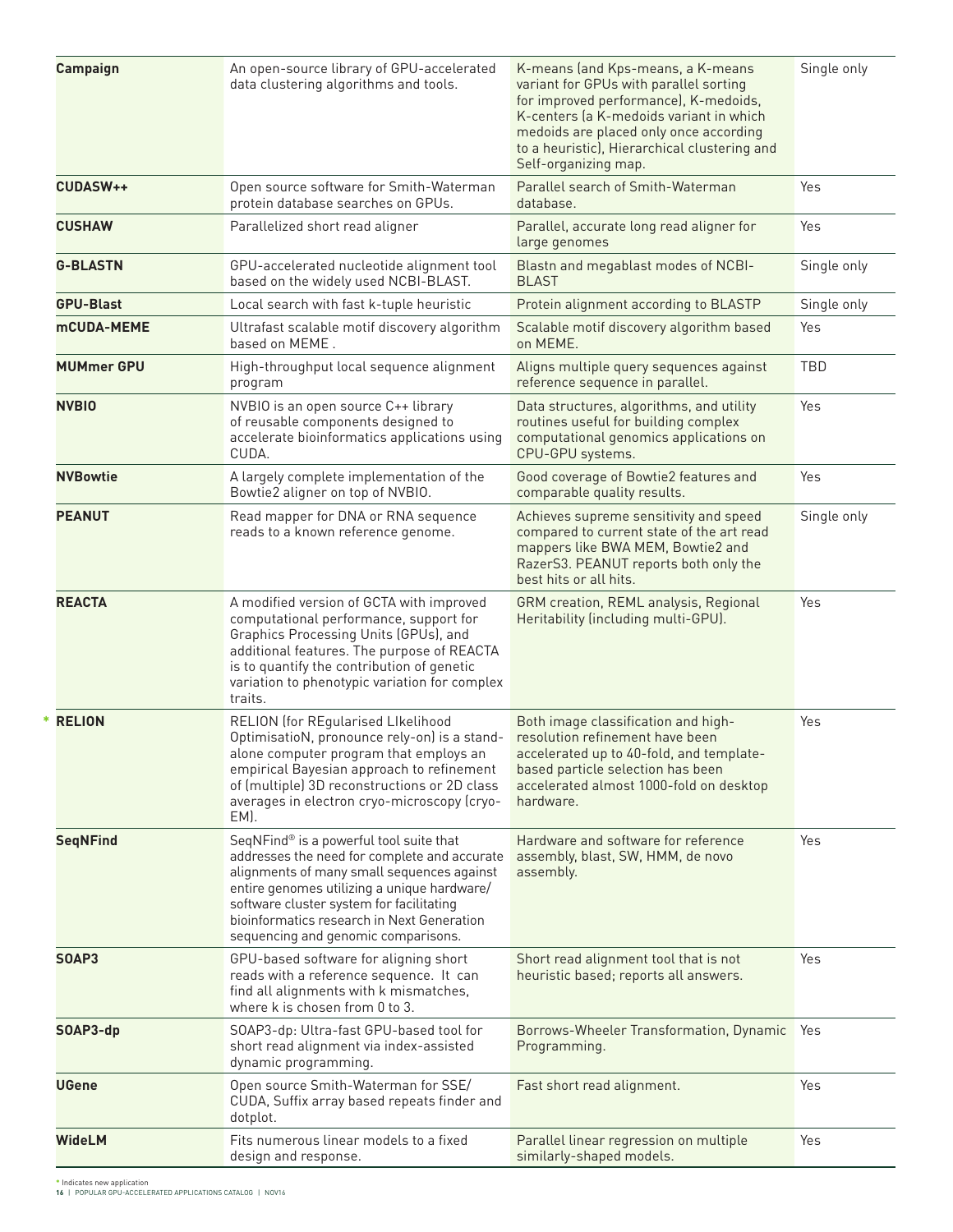| | | | |
|---|---|---|---|
| **Campaign** | An open-source library of GPU-accelerated data clustering algorithms and tools. | K-means (and Kps-means, a K-means variant for GPUs with parallel sorting for improved performance), K-medoids, K-centers (a K-medoids variant in which medoids are placed only once according to a heuristic), Hierarchical clustering and Self-organizing map. | Single only |
| **CUDASW++** | Open source software for Smith-Waterman protein database searches on GPUs. | Parallel search of Smith-Waterman database. | Yes |
| **CUSHAW** | Parallelized short read aligner | Parallel, accurate long read aligner for large genomes | Yes |
| **G-BLASTN** | GPU-accelerated nucleotide alignment tool based on the widely used NCBI-BLAST. | Blastn and megablast modes of NCBI-BLAST | Single only |
| **GPU-Blast** | Local search with fast k-tuple heuristic | Protein alignment according to BLASTP | Single only |
| **mCUDA-MEME** | Ultrafast scalable motif discovery algorithm based on MEME . | Scalable motif discovery algorithm based on MEME. | Yes |
| **MUMmer GPU** | High-throughput local sequence alignment program | Aligns multiple query sequences against reference sequence in parallel. | TBD |
| **NVBIO** | NVBIO is an open source C++ library of reusable components designed to accelerate bioinformatics applications using CUDA. | Data structures, algorithms, and utility routines useful for building complex computational genomics applications on CPU-GPU systems. | Yes |
| **NVBowtie** | A largely complete implementation of the Bowtie2 aligner on top of NVBIO. | Good coverage of Bowtie2 features and comparable quality results. | Yes |
| **PEANUT** | Read mapper for DNA or RNA sequence reads to a known reference genome. | Achieves supreme sensitivity and speed compared to current state of the art read mappers like BWA MEM, Bowtie2 and RazerS3. PEANUT reports both only the best hits or all hits. | Single only |
| **REACTA** | A modified version of GCTA with improved computational performance, support for Graphics Processing Units (GPUs), and additional features. The purpose of REACTA is to quantify the contribution of genetic variation to phenotypic variation for complex traits. | GRM creation, REML analysis, Regional Heritability (including multi-GPU). | Yes |
| * **RELION** | RELION (for REgularised LIkelihood OptimisatioN, pronounce rely-on) is a stand-alone computer program that employs an empirical Bayesian approach to refinement of (multiple) 3D reconstructions or 2D class averages in electron cryo-microscopy (cryo-EM). | Both image classification and high-resolution refinement have been accelerated up to 40-fold, and template-based particle selection has been accelerated almost 1000-fold on desktop hardware. | Yes |
| **SeqNFind** | SeqNFind® is a powerful tool suite that addresses the need for complete and accurate alignments of many small sequences against entire genomes utilizing a unique hardware/software cluster system for facilitating bioinformatics research in Next Generation sequencing and genomic comparisons. | Hardware and software for reference assembly, blast, SW, HMM, de novo assembly. | Yes |
| **SOAP3** | GPU-based software for aligning short reads with a reference sequence. It can find all alignments with k mismatches, where k is chosen from 0 to 3. | Short read alignment tool that is not heuristic based; reports all answers. | Yes |
| **SOAP3-dp** | SOAP3-dp: Ultra-fast GPU-based tool for short read alignment via index-assisted dynamic programming. | Borrows-Wheeler Transformation, Dynamic Programming. | Yes |
| **UGene** | Open source Smith-Waterman for SSE/CUDA, Suffix array based repeats finder and dotplot. | Fast short read alignment. | Yes |
| **WideLM** | Fits numerous linear models to a fixed design and response. | Parallel linear regression on multiple similarly-shaped models. | Yes |

* Indicates new application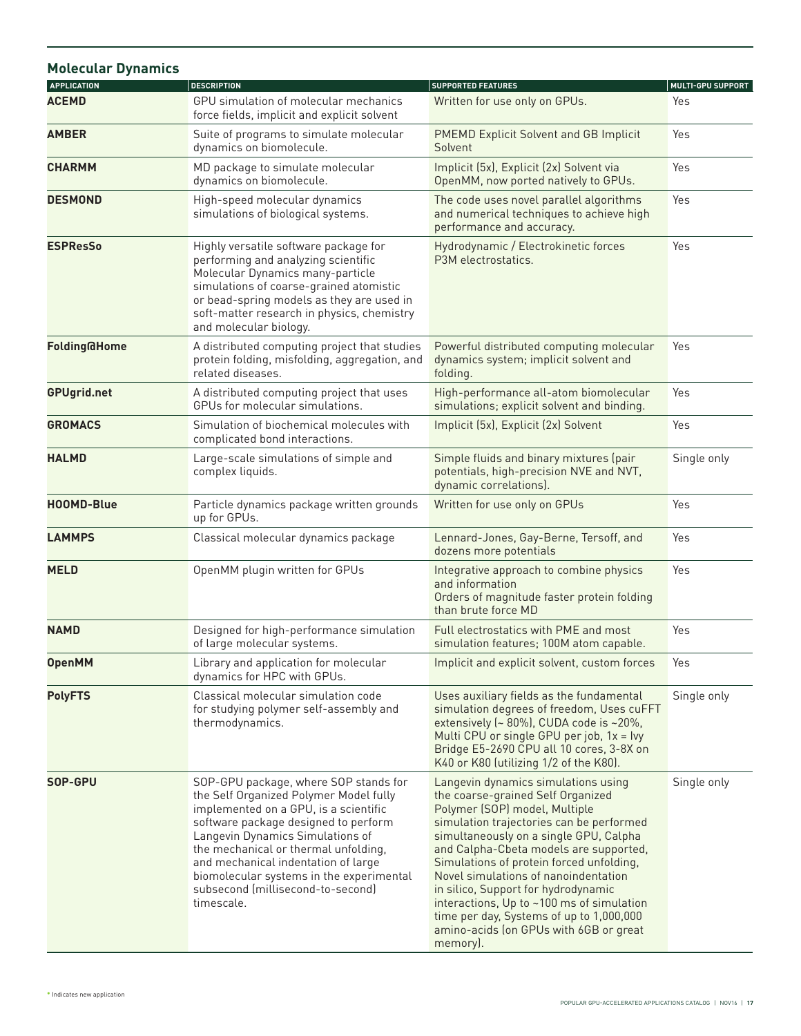## Molecular Dynamics

| APPLICATION | DESCRIPTION | SUPPORTED FEATURES | MULTI-GPU SUPPORT |
|---|---|---|---|
| **ACEMD** | GPU simulation of molecular mechanics force fields, implicit and explicit solvent | Written for use only on GPUs. | Yes |
| **AMBER** | Suite of programs to simulate molecular dynamics on biomolecule. | PMEMD Explicit Solvent and GB Implicit Solvent | Yes |
| **CHARMM** | MD package to simulate molecular dynamics on biomolecule. | Implicit (5x), Explicit (2x) Solvent via OpenMM, now ported natively to GPUs. | Yes |
| **DESMOND** | High-speed molecular dynamics simulations of biological systems. | The code uses novel parallel algorithms and numerical techniques to achieve high performance and accuracy. | Yes |
| **ESPResSo** | Highly versatile software package for performing and analyzing scientific Molecular Dynamics many-particle simulations of coarse-grained atomistic or bead-spring models as they are used in soft-matter research in physics, chemistry and molecular biology. | Hydrodynamic / Electrokinetic forces P3M electrostatics. | Yes |
| **Folding@Home** | A distributed computing project that studies protein folding, misfolding, aggregation, and related diseases. | Powerful distributed computing molecular dynamics system; implicit solvent and folding. | Yes |
| **GPUgrid.net** | A distributed computing project that uses GPUs for molecular simulations. | High-performance all-atom biomolecular simulations; explicit solvent and binding. | Yes |
| **GROMACS** | Simulation of biochemical molecules with complicated bond interactions. | Implicit (5x), Explicit (2x) Solvent | Yes |
| **HALMD** | Large-scale simulations of simple and complex liquids. | Simple fluids and binary mixtures (pair potentials, high-precision NVE and NVT, dynamic correlations). | Single only |
| **HOOMD-Blue** | Particle dynamics package written grounds up for GPUs. | Written for use only on GPUs | Yes |
| **LAMMPS** | Classical molecular dynamics package | Lennard-Jones, Gay-Berne, Tersoff, and dozens more potentials | Yes |
| **MELD** | OpenMM plugin written for GPUs | Integrative approach to combine physics and information<br>Orders of magnitude faster protein folding than brute force MD | Yes |
| **NAMD** | Designed for high-performance simulation of large molecular systems. | Full electrostatics with PME and most simulation features; 100M atom capable. | Yes |
| **OpenMM** | Library and application for molecular dynamics for HPC with GPUs. | Implicit and explicit solvent, custom forces | Yes |
| **PolyFTS** | Classical molecular simulation code for studying polymer self-assembly and thermodynamics. | Uses auxiliary fields as the fundamental simulation degrees of freedom, Uses cuFFT extensively (~ 80%), CUDA code is ~20%, Multi CPU or single GPU per job, 1x = Ivy Bridge E5-2690 CPU all 10 cores, 3-8X on K40 or K80 (utilizing 1/2 of the K80). | Single only |
| **SOP-GPU** | SOP-GPU package, where SOP stands for the Self Organized Polymer Model fully implemented on a GPU, is a scientific software package designed to perform Langevin Dynamics Simulations of the mechanical or thermal unfolding, and mechanical indentation of large biomolecular systems in the experimental subsecond (millisecond-to-second) timescale. | Langevin dynamics simulations using the coarse-grained Self Organized Polymer (SOP) model, Multiple simulation trajectories can be performed simultaneously on a single GPU, Calpha and Calpha-Cbeta models are supported, Simulations of protein forced unfolding, Novel simulations of nanoindentation in silico, Support for hydrodynamic interactions, Up to ~100 ms of simulation time per day, Systems of up to 1,000,000 amino-acids (on GPUs with 6GB or great memory). | Single only |

* Indicates new application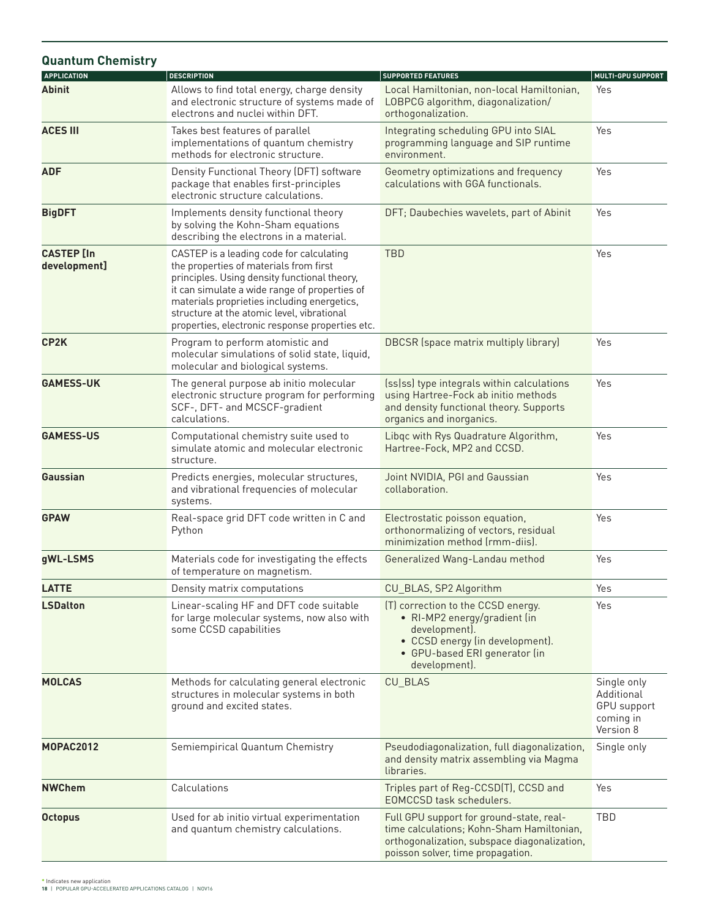## Quantum Chemistry

| APPLICATION | DESCRIPTION | SUPPORTED FEATURES | MULTI-GPU SUPPORT |
|---|---|---|---|
| **Abinit** | Allows to find total energy, charge density and electronic structure of systems made of electrons and nuclei within DFT. | Local Hamiltonian, non-local Hamiltonian, LOBPCG algorithm, diagonalization/ orthogonalization. | Yes |
| **ACES III** | Takes best features of parallel implementations of quantum chemistry methods for electronic structure. | Integrating scheduling GPU into SIAL programming language and SIP runtime environment. | Yes |
| **ADF** | Density Functional Theory (DFT) software package that enables first-principles electronic structure calculations. | Geometry optimizations and frequency calculations with GGA functionals. | Yes |
| **BigDFT** | Implements density functional theory by solving the Kohn-Sham equations describing the electrons in a material. | DFT; Daubechies wavelets, part of Abinit | Yes |
| **CASTEP [In development]** | CASTEP is a leading code for calculating the properties of materials from first principles. Using density functional theory, it can simulate a wide range of properties of materials proprieties including energetics, structure at the atomic level, vibrational properties, electronic response properties etc. | TBD | Yes |
| **CP2K** | Program to perform atomistic and molecular simulations of solid state, liquid, molecular and biological systems. | DBCSR (space matrix multiply library) | Yes |
| **GAMESS-UK** | The general purpose ab initio molecular electronic structure program for performing SCF-, DFT- and MCSCF-gradient calculations. | (ss\|ss) type integrals within calculations using Hartree-Fock ab initio methods and density functional theory. Supports organics and inorganics. | Yes |
| **GAMESS-US** | Computational chemistry suite used to simulate atomic and molecular electronic structure. | Libqc with Rys Quadrature Algorithm, Hartree-Fock, MP2 and CCSD. | Yes |
| **Gaussian** | Predicts energies, molecular structures, and vibrational frequencies of molecular systems. | Joint NVIDIA, PGI and Gaussian collaboration. | Yes |
| **GPAW** | Real-space grid DFT code written in C and Python | Electrostatic poisson equation, orthonormalizing of vectors, residual minimization method (rmm-diis). | Yes |
| **gWL-LSMS** | Materials code for investigating the effects of temperature on magnetism. | Generalized Wang-Landau method | Yes |
| **LATTE** | Density matrix computations | CU_BLAS, SP2 Algorithm | Yes |
| **LSDalton** | Linear-scaling HF and DFT code suitable for large molecular systems, now also with some CCSD capabilities | (T) correction to the CCSD energy. • RI-MP2 energy/gradient (in development). • CCSD energy (in development). • GPU-based ERI generator (in development). | Yes |
| **MOLCAS** | Methods for calculating general electronic structures in molecular systems in both ground and excited states. | CU_BLAS | Single only Additional GPU support coming in Version 8 |
| **MOPAC2012** | Semiempirical Quantum Chemistry | Pseudodiagonalization, full diagonalization, and density matrix assembling via Magma libraries. | Single only |
| **NWChem** | Calculations | Triples part of Reg-CCSD(T), CCSD and EOMCCSD task schedulers. | Yes |
| **Octopus** | Used for ab initio virtual experimentation and quantum chemistry calculations. | Full GPU support for ground-state, real-time calculations; Kohn-Sham Hamiltonian, orthogonalization, subspace diagonalization, poisson solver, time propagation. | TBD |

* Indicates new application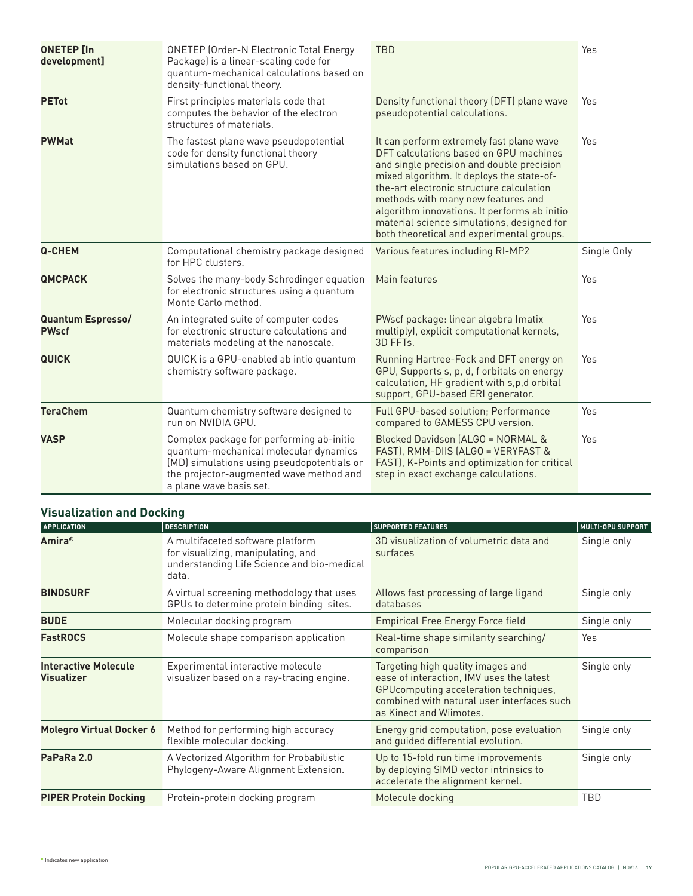| | | | |
|---|---|---|---|
| **ONETEP [In development]** | ONETEP (Order-N Electronic Total Energy Package) is a linear-scaling code for quantum-mechanical calculations based on density-functional theory. | TBD | Yes |
| **PETot** | First principles materials code that computes the behavior of the electron structures of materials. | Density functional theory (DFT) plane wave pseudopotential calculations. | Yes |
| **PWMat** | The fastest plane wave pseudopotential code for density functional theory simulations based on GPU. | It can perform extremely fast plane wave DFT calculations based on GPU machines and single precision and double precision mixed algorithm. It deploys the state-of-the-art electronic structure calculation methods with many new features and algorithm innovations. It performs ab initio material science simulations, designed for both theoretical and experimental groups. | Yes |
| **Q-CHEM** | Computational chemistry package designed for HPC clusters. | Various features including RI-MP2 | Single Only |
| **QMCPACK** | Solves the many-body Schrodinger equation for electronic structures using a quantum Monte Carlo method. | Main features | Yes |
| **Quantum Espresso/ PWscf** | An integrated suite of computer codes for electronic structure calculations and materials modeling at the nanoscale. | PWscf package: linear algebra (matix multiply), explicit computational kernels, 3D FFTs. | Yes |
| **QUICK** | QUICK is a GPU-enabled ab intio quantum chemistry software package. | Running Hartree-Fock and DFT energy on GPU, Supports s, p, d, f orbitals on energy calculation, HF gradient with s,p,d orbital support, GPU-based ERI generator. | Yes |
| **TeraChem** | Quantum chemistry software designed to run on NVIDIA GPU. | Full GPU-based solution; Performance compared to GAMESS CPU version. | Yes |
| **VASP** | Complex package for performing ab-initio quantum-mechanical molecular dynamics (MD) simulations using pseudopotentials or the projector-augmented wave method and a plane wave basis set. | Blocked Davidson (ALGO = NORMAL & FAST), RMM-DIIS (ALGO = VERYFAST & FAST), K-Points and optimization for critical step in exact exchange calculations. | Yes |

## Visualization and Docking

| APPLICATION | DESCRIPTION | SUPPORTED FEATURES | MULTI-GPU SUPPORT |
|---|---|---|---|
| **Amira®** | A multifaceted software platform for visualizing, manipulating, and understanding Life Science and bio-medical data. | 3D visualization of volumetric data and surfaces | Single only |
| **BINDSURF** | A virtual screening methodology that uses GPUs to determine protein binding sites. | Allows fast processing of large ligand databases | Single only |
| **BUDE** | Molecular docking program | Empirical Free Energy Force field | Single only |
| **FastROCS** | Molecule shape comparison application | Real-time shape similarity searching/ comparison | Yes |
| **Interactive Molecule Visualizer** | Experimental interactive molecule visualizer based on a ray-tracing engine. | Targeting high quality images and ease of interaction, IMV uses the latest GPUcomputing acceleration techniques, combined with natural user interfaces such as Kinect and Wiimotes. | Single only |
| **Molegro Virtual Docker 6** | Method for performing high accuracy flexible molecular docking. | Energy grid computation, pose evaluation and guided differential evolution. | Single only |
| **PaPaRa 2.0** | A Vectorized Algorithm for Probabilistic Phylogeny-Aware Alignment Extension. | Up to 15-fold run time improvements by deploying SIMD vector intrinsics to accelerate the alignment kernel. | Single only |
| **PIPER Protein Docking** | Protein-protein docking program | Molecule docking | TBD |

* Indicates new application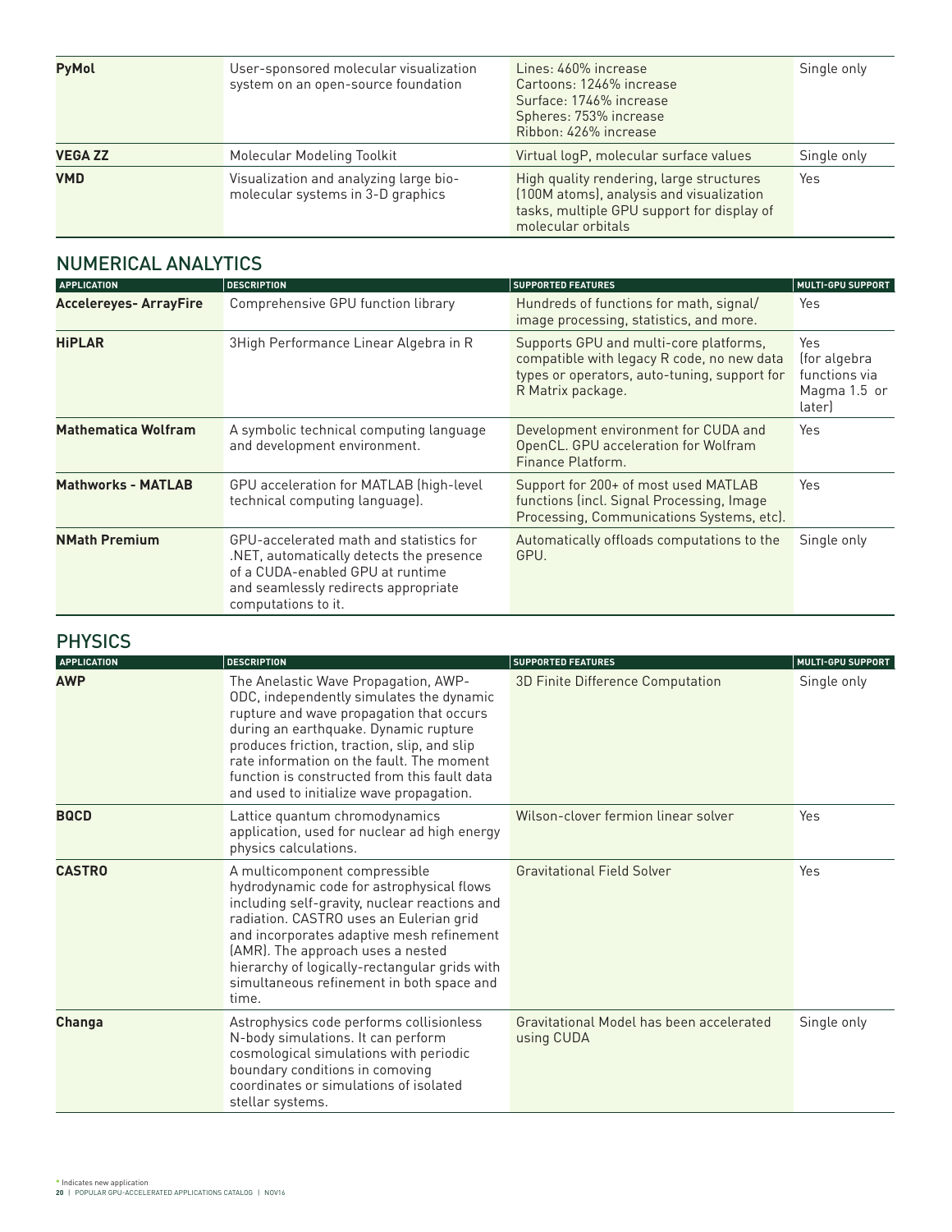| | | | |
|---|---|---|---|
| **PyMol** | User-sponsored molecular visualization system on an open-source foundation | Lines: 460% increase<br>Cartoons: 1246% increase<br>Surface: 1746% increase<br>Spheres: 753% increase<br>Ribbon: 426% increase | Single only |
| **VEGA ZZ** | Molecular Modeling Toolkit | Virtual logP, molecular surface values | Single only |
| **VMD** | Visualization and analyzing large bio-molecular systems in 3-D graphics | High quality rendering, large structures (100M atoms), analysis and visualization tasks, multiple GPU support for display of molecular orbitals | Yes |

## NUMERICAL ANALYTICS

| APPLICATION | DESCRIPTION | SUPPORTED FEATURES | MULTI-GPU SUPPORT |
|---|---|---|---|
| **Accelereyes- ArrayFire** | Comprehensive GPU function library | Hundreds of functions for math, signal/ image processing, statistics, and more. | Yes |
| **HiPLAR** | 3High Performance Linear Algebra in R | Supports GPU and multi-core platforms, compatible with legacy R code, no new data types or operators, auto-tuning, support for R Matrix package. | Yes (for algebra functions via Magma 1.5 or later) |
| **Mathematica Wolfram** | A symbolic technical computing language and development environment. | Development environment for CUDA and OpenCL. GPU acceleration for Wolfram Finance Platform. | Yes |
| **Mathworks - MATLAB** | GPU acceleration for MATLAB (high-level technical computing language). | Support for 200+ of most used MATLAB functions (incl. Signal Processing, Image Processing, Communications Systems, etc). | Yes |
| **NMath Premium** | GPU-accelerated math and statistics for .NET, automatically detects the presence of a CUDA-enabled GPU at runtime and seamlessly redirects appropriate computations to it. | Automatically offloads computations to the GPU. | Single only |

## PHYSICS

| APPLICATION | DESCRIPTION | SUPPORTED FEATURES | MULTI-GPU SUPPORT |
|---|---|---|---|
| **AWP** | The Anelastic Wave Propagation, AWP-ODC, independently simulates the dynamic rupture and wave propagation that occurs during an earthquake. Dynamic rupture produces friction, traction, slip, and slip rate information on the fault. The moment function is constructed from this fault data and used to initialize wave propagation. | 3D Finite Difference Computation | Single only |
| **BQCD** | Lattice quantum chromodynamics application, used for nuclear ad high energy physics calculations. | Wilson-clover fermion linear solver | Yes |
| **CASTRO** | A multicomponent compressible hydrodynamic code for astrophysical flows including self-gravity, nuclear reactions and radiation. CASTRO uses an Eulerian grid and incorporates adaptive mesh refinement (AMR). The approach uses a nested hierarchy of logically-rectangular grids with simultaneous refinement in both space and time. | Gravitational Field Solver | Yes |
| **Changa** | Astrophysics code performs collisionless N-body simulations. It can perform cosmological simulations with periodic boundary conditions in comoving coordinates or simulations of isolated stellar systems. | Gravitational Model has been accelerated using CUDA | Single only |

* Indicates new application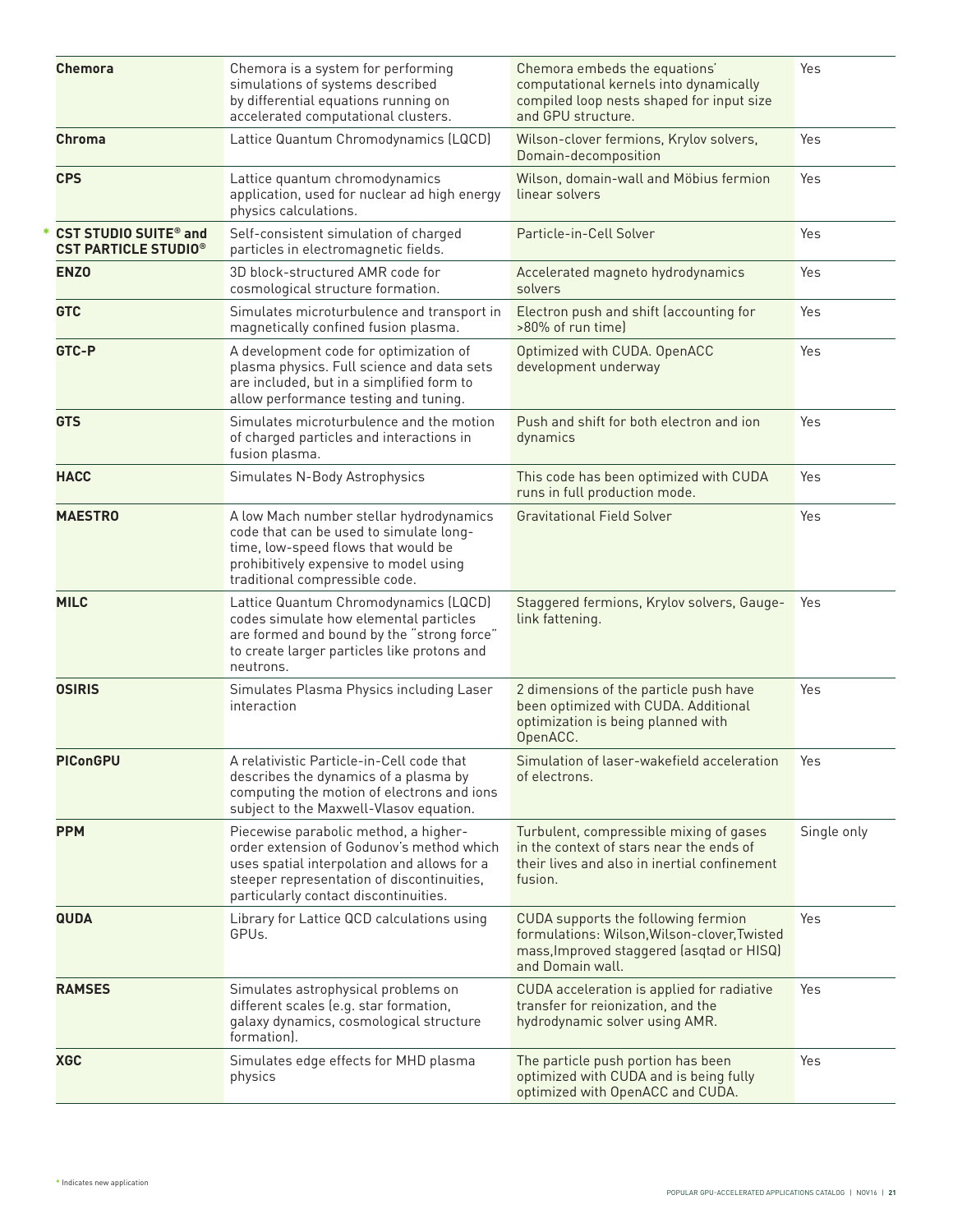| | | | |
|---|---|---|---|
| **Chemora** | Chemora is a system for performing simulations of systems described by differential equations running on accelerated computational clusters. | Chemora embeds the equations' computational kernels into dynamically compiled loop nests shaped for input size and GPU structure. | Yes |
| **Chroma** | Lattice Quantum Chromodynamics (LQCD) | Wilson-clover fermions, Krylov solvers, Domain-decomposition | Yes |
| **CPS** | Lattice quantum chromodynamics application, used for nuclear ad high energy physics calculations. | Wilson, domain-wall and Möbius fermion linear solvers | Yes |
| * **CST STUDIO SUITE® and CST PARTICLE STUDIO®** | Self-consistent simulation of charged particles in electromagnetic fields. | Particle-in-Cell Solver | Yes |
| **ENZO** | 3D block-structured AMR code for cosmological structure formation. | Accelerated magneto hydrodynamics solvers | Yes |
| **GTC** | Simulates microturbulence and transport in magnetically confined fusion plasma. | Electron push and shift (accounting for >80% of run time) | Yes |
| **GTC-P** | A development code for optimization of plasma physics. Full science and data sets are included, but in a simplified form to allow performance testing and tuning. | Optimized with CUDA. OpenACC development underway | Yes |
| **GTS** | Simulates microturbulence and the motion of charged particles and interactions in fusion plasma. | Push and shift for both electron and ion dynamics | Yes |
| **HACC** | Simulates N-Body Astrophysics | This code has been optimized with CUDA runs in full production mode. | Yes |
| **MAESTRO** | A low Mach number stellar hydrodynamics code that can be used to simulate long-time, low-speed flows that would be prohibitively expensive to model using traditional compressible code. | Gravitational Field Solver | Yes |
| **MILC** | Lattice Quantum Chromodynamics (LQCD) codes simulate how elemental particles are formed and bound by the "strong force" to create larger particles like protons and neutrons. | Staggered fermions, Krylov solvers, Gauge-link fattening. | Yes |
| **OSIRIS** | Simulates Plasma Physics including Laser interaction | 2 dimensions of the particle push have been optimized with CUDA. Additional optimization is being planned with OpenACC. | Yes |
| **PIConGPU** | A relativistic Particle-in-Cell code that describes the dynamics of a plasma by computing the motion of electrons and ions subject to the Maxwell-Vlasov equation. | Simulation of laser-wakefield acceleration of electrons. | Yes |
| **PPM** | Piecewise parabolic method, a higher-order extension of Godunov's method which uses spatial interpolation and allows for a steeper representation of discontinuities, particularly contact discontinuities. | Turbulent, compressible mixing of gases in the context of stars near the ends of their lives and also in inertial confinement fusion. | Single only |
| **QUDA** | Library for Lattice QCD calculations using GPUs. | CUDA supports the following fermion formulations: Wilson,Wilson-clover,Twisted mass,Improved staggered (asqtad or HISQ) and Domain wall. | Yes |
| **RAMSES** | Simulates astrophysical problems on different scales (e.g. star formation, galaxy dynamics, cosmological structure formation). | CUDA acceleration is applied for radiative transfer for reionization, and the hydrodynamic solver using AMR. | Yes |
| **XGC** | Simulates edge effects for MHD plasma physics | The particle push portion has been optimized with CUDA and is being fully optimized with OpenACC and CUDA. | Yes |

* Indicates new application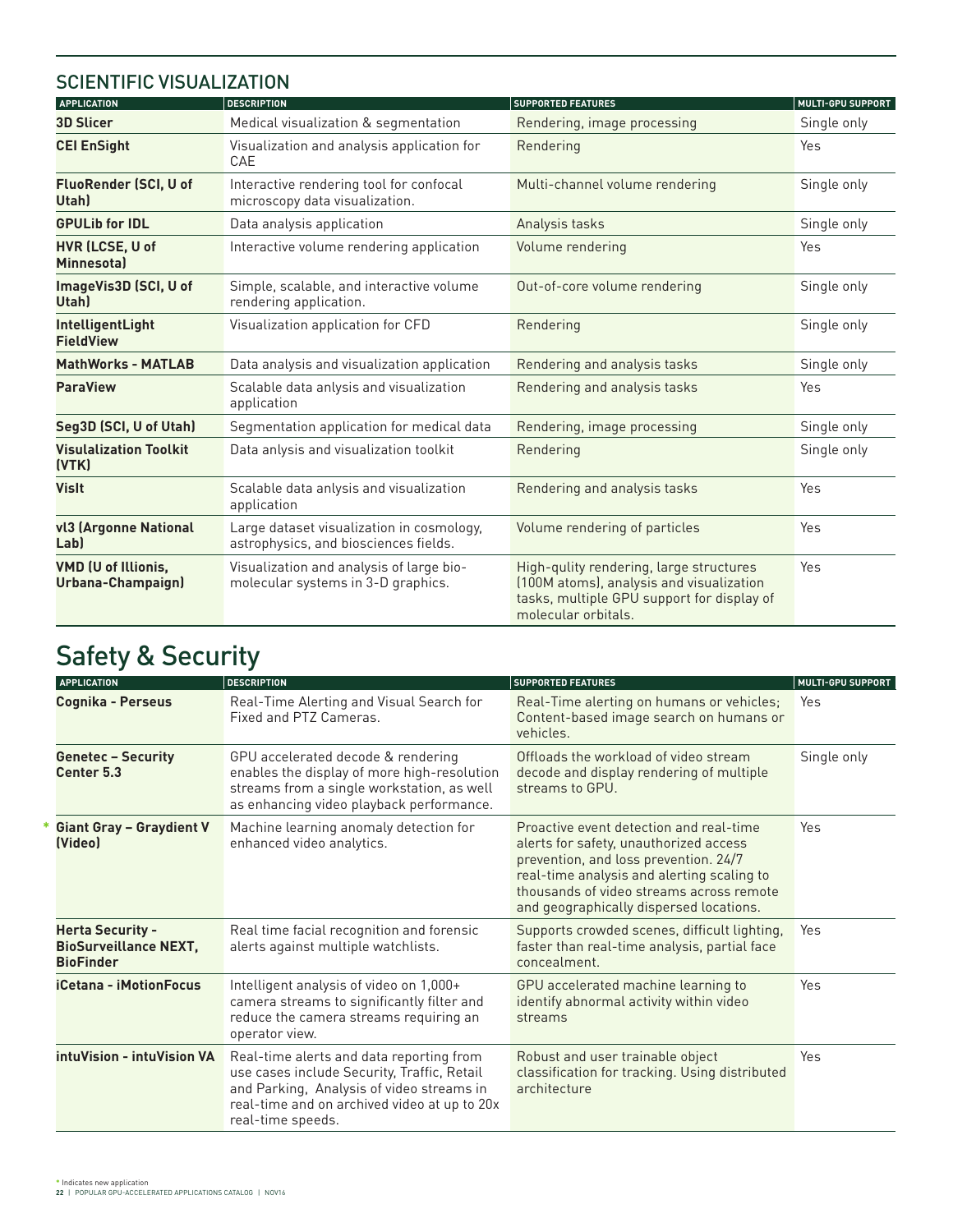## SCIENTIFIC VISUALIZATION

| APPLICATION | DESCRIPTION | SUPPORTED FEATURES | MULTI-GPU SUPPORT |
|---|---|---|---|
| **3D Slicer** | Medical visualization & segmentation | Rendering, image processing | Single only |
| **CEI EnSight** | Visualization and analysis application for CAE | Rendering | Yes |
| **FluoRender (SCI, U of Utah)** | Interactive rendering tool for confocal microscopy data visualization. | Multi-channel volume rendering | Single only |
| **GPULib for IDL** | Data analysis application | Analysis tasks | Single only |
| **HVR (LCSE, U of Minnesota)** | Interactive volume rendering application | Volume rendering | Yes |
| **ImageVis3D (SCI, U of Utah)** | Simple, scalable, and interactive volume rendering application. | Out-of-core volume rendering | Single only |
| **IntelligentLight FieldView** | Visualization application for CFD | Rendering | Single only |
| **MathWorks - MATLAB** | Data analysis and visualization application | Rendering and analysis tasks | Single only |
| **ParaView** | Scalable data anlysis and visualization application | Rendering and analysis tasks | Yes |
| **Seg3D (SCI, U of Utah)** | Segmentation application for medical data | Rendering, image processing | Single only |
| **Visulalization Toolkit (VTK)** | Data anlysis and visualization toolkit | Rendering | Single only |
| **VisIt** | Scalable data anlysis and visualization application | Rendering and analysis tasks | Yes |
| **vl3 (Argonne National Lab)** | Large dataset visualization in cosmology, astrophysics, and biosciences fields. | Volume rendering of particles | Yes |
| **VMD (U of Illionis, Urbana-Champaign)** | Visualization and analysis of large bio-molecular systems in 3-D graphics. | High-qulity rendering, large structures (100M atoms), analysis and visualization tasks, multiple GPU support for display of molecular orbitals. | Yes |

# Safety & Security

| APPLICATION | DESCRIPTION | SUPPORTED FEATURES | MULTI-GPU SUPPORT |
|---|---|---|---|
| **Cognika - Perseus** | Real-Time Alerting and Visual Search for Fixed and PTZ Cameras. | Real-Time alerting on humans or vehicles; Content-based image search on humans or vehicles. | Yes |
| **Genetec – Security Center 5.3** | GPU accelerated decode & rendering enables the display of more high-resolution streams from a single workstation, as well as enhancing video playback performance. | Offloads the workload of video stream decode and display rendering of multiple streams to GPU. | Single only |
| * **Giant Gray – Graydient V (Video)** | Machine learning anomaly detection for enhanced video analytics. | Proactive event detection and real-time alerts for safety, unauthorized access prevention, and loss prevention. 24/7 real-time analysis and alerting scaling to thousands of video streams across remote and geographically dispersed locations. | Yes |
| **Herta Security - BioSurveillance NEXT, BioFinder** | Real time facial recognition and forensic alerts against multiple watchlists. | Supports crowded scenes, difficult lighting, faster than real-time analysis, partial face concealment. | Yes |
| **iCetana - iMotionFocus** | Intelligent analysis of video on 1,000+ camera streams to significantly filter and reduce the camera streams requiring an operator view. | GPU accelerated machine learning to identify abnormal activity within video streams | Yes |
| **intuVision - intuVision VA** | Real-time alerts and data reporting from use cases include Security, Traffic, Retail and Parking, Analysis of video streams in real-time and on archived video at up to 20x real-time speeds. | Robust and user trainable object classification for tracking. Using distributed architecture | Yes |

* Indicates new application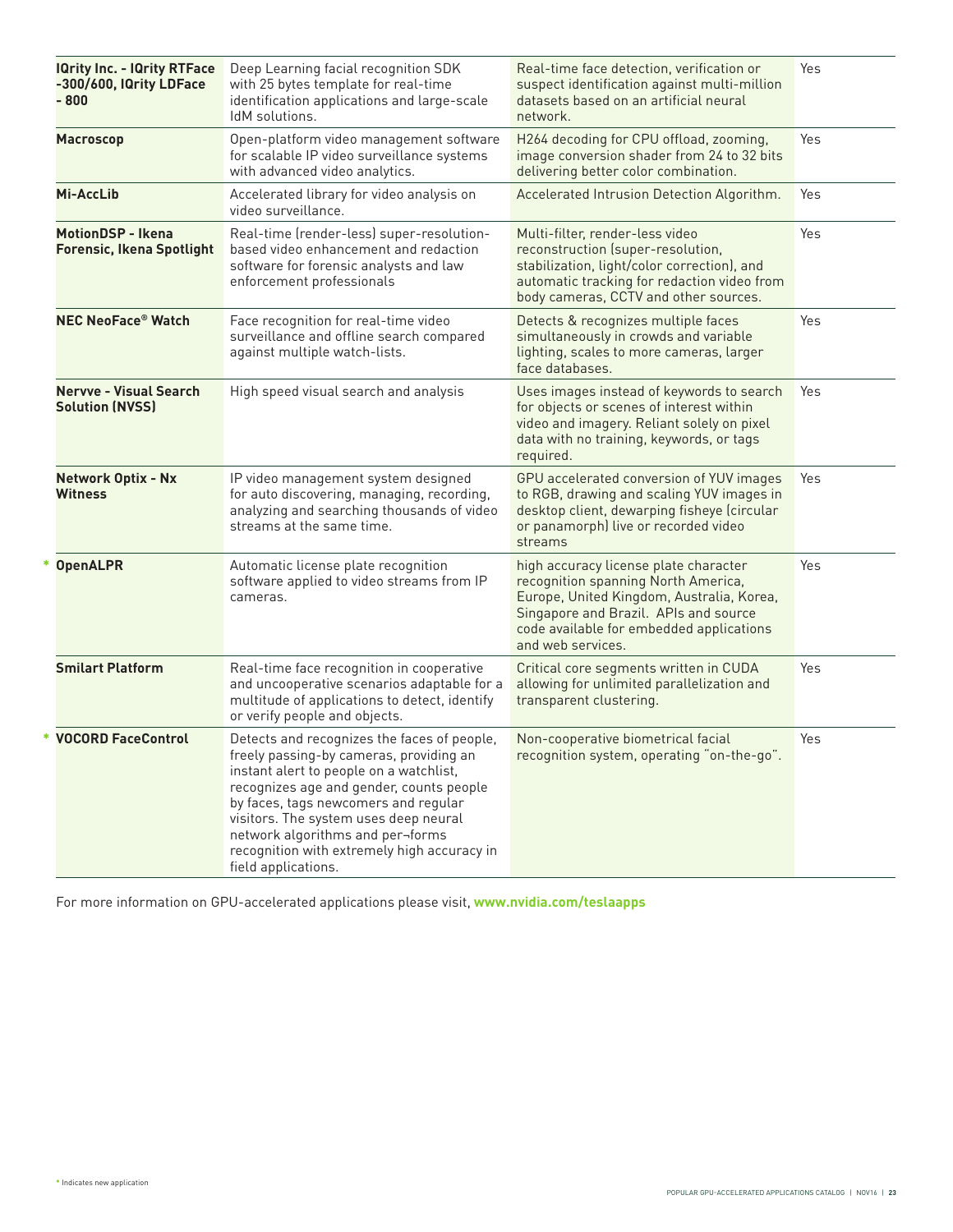| | | | |
|---|---|---|---|
| **IQrity Inc. - IQrity RTFace -300/600, IQrity LDFace - 800** | Deep Learning facial recognition SDK with 25 bytes template for real-time identification applications and large-scale IdM solutions. | Real-time face detection, verification or suspect identification against multi-million datasets based on an artificial neural network. | Yes |
| **Macroscop** | Open-platform video management software for scalable IP video surveillance systems with advanced video analytics. | H264 decoding for CPU offload, zooming, image conversion shader from 24 to 32 bits delivering better color combination. | Yes |
| **Mi-AccLib** | Accelerated library for video analysis on video surveillance. | Accelerated Intrusion Detection Algorithm. | Yes |
| **MotionDSP - Ikena Forensic, Ikena Spotlight** | Real-time (render-less) super-resolution-based video enhancement and redaction software for forensic analysts and law enforcement professionals | Multi-filter, render-less video reconstruction (super-resolution, stabilization, light/color correction), and automatic tracking for redaction video from body cameras, CCTV and other sources. | Yes |
| **NEC NeoFace® Watch** | Face recognition for real-time video surveillance and offline search compared against multiple watch-lists. | Detects & recognizes multiple faces simultaneously in crowds and variable lighting, scales to more cameras, larger face databases. | Yes |
| **Nervve - Visual Search Solution (NVSS)** | High speed visual search and analysis | Uses images instead of keywords to search for objects or scenes of interest within video and imagery. Reliant solely on pixel data with no training, keywords, or tags required. | Yes |
| **Network Optix - Nx Witness** | IP video management system designed for auto discovering, managing, recording, analyzing and searching thousands of video streams at the same time. | GPU accelerated conversion of YUV images to RGB, drawing and scaling YUV images in desktop client, dewarping fisheye (circular or panamorph) live or recorded video streams | Yes |
| * **OpenALPR** | Automatic license plate recognition software applied to video streams from IP cameras. | high accuracy license plate character recognition spanning North America, Europe, United Kingdom, Australia, Korea, Singapore and Brazil. APIs and source code available for embedded applications and web services. | Yes |
| **Smilart Platform** | Real-time face recognition in cooperative and uncooperative scenarios adaptable for a multitude of applications to detect, identify or verify people and objects. | Critical core segments written in CUDA allowing for unlimited parallelization and transparent clustering. | Yes |
| * **VOCORD FaceControl** | Detects and recognizes the faces of people, freely passing-by cameras, providing an instant alert to people on a watchlist, recognizes age and gender, counts people by faces, tags newcomers and regular visitors. The system uses deep neural network algorithms and per¬forms recognition with extremely high accuracy in field applications. | Non-cooperative biometrical facial recognition system, operating "on-the-go". | Yes |

For more information on GPU-accelerated applications please visit, **www.nvidia.com/teslaapps**

* Indicates new application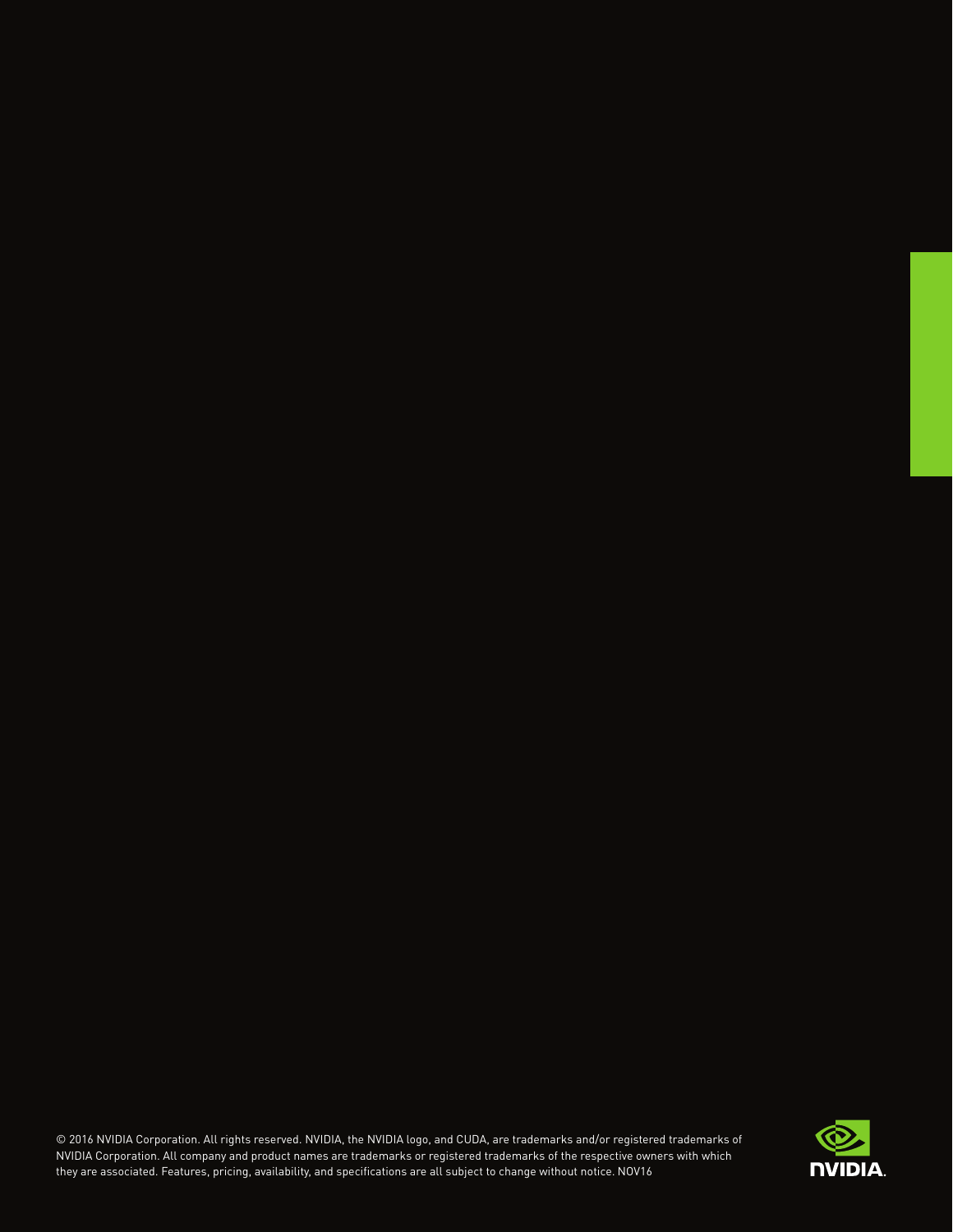© 2016 NVIDIA Corporation. All rights reserved. NVIDIA, the NVIDIA logo, and CUDA, are trademarks and/or registered trademarks of NVIDIA Corporation. All company and product names are trademarks or registered trademarks of the respective owners with which they are associated. Features, pricing, availability, and specifications are all subject to change without notice. NOV16

NVIDIA.